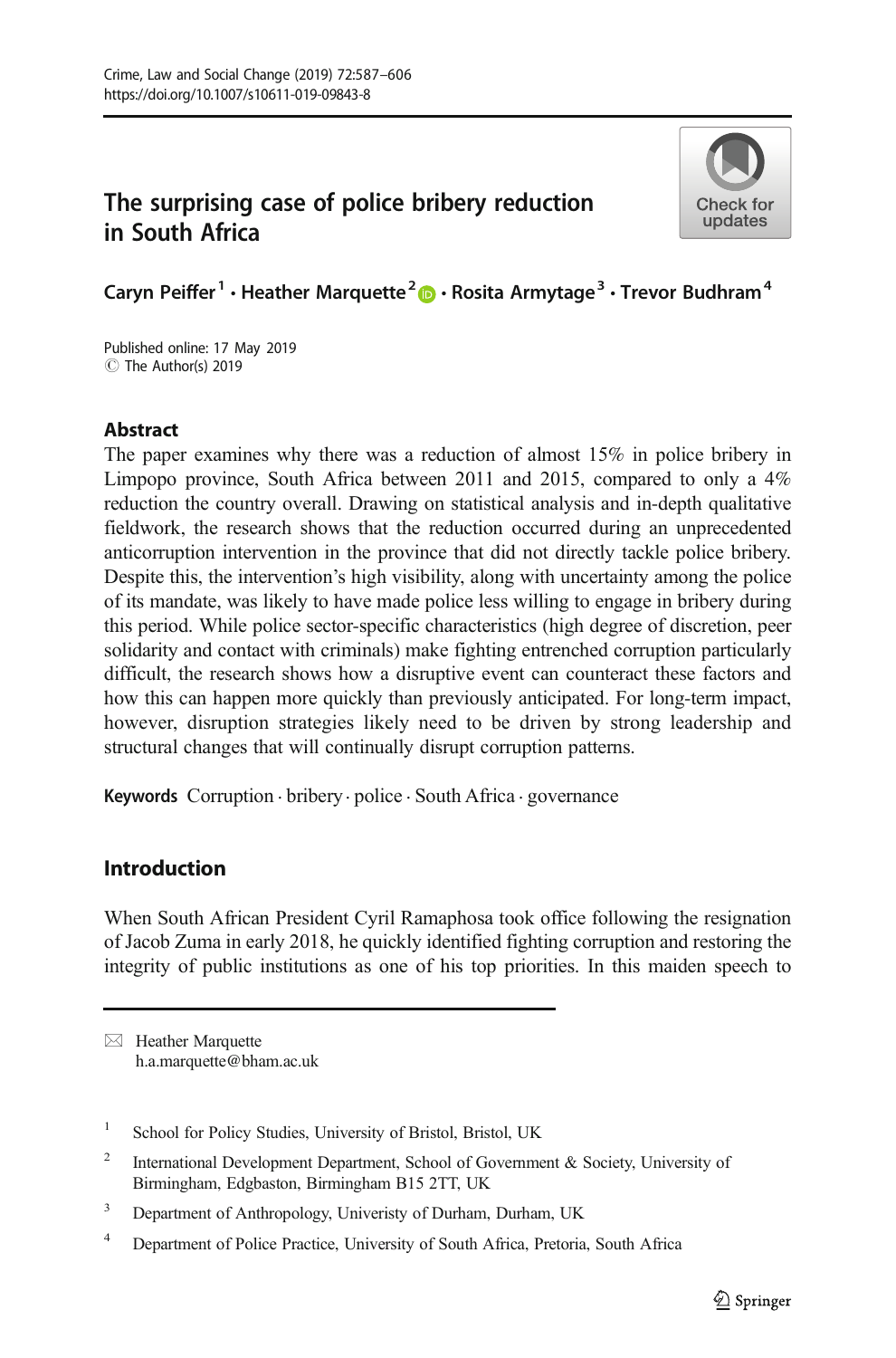# The surprising case of police bribery reduction in South Africa

**Caryn Peiffer**[1] **· Heather Marquette**[2] **· Rosita Armytage**[3] **· Trevor Budhram**[4]

Published online: 17 May 2019
© The Author(s) 2019

## Abstract

The paper examines why there was a reduction of almost 15% in police bribery in Limpopo province, South Africa between 2011 and 2015, compared to only a 4% reduction the country overall. Drawing on statistical analysis and in-depth qualitative fieldwork, the research shows that the reduction occurred during an unprecedented anticorruption intervention in the province that did not directly tackle police bribery. Despite this, the intervention's high visibility, along with uncertainty among the police of its mandate, was likely to have made police less willing to engage in bribery during this period. While police sector-specific characteristics (high degree of discretion, peer solidarity and contact with criminals) make fighting entrenched corruption particularly difficult, the research shows how a disruptive event can counteract these factors and how this can happen more quickly than previously anticipated. For long-term impact, however, disruption strategies likely need to be driven by strong leadership and structural changes that will continually disrupt corruption patterns.

**Keywords** Corruption · bribery · police · South Africa · governance

## Introduction

When South African President Cyril Ramaphosa took office following the resignation of Jacob Zuma in early 2018, he quickly identified fighting corruption and restoring the integrity of public institutions as one of his top priorities. In this maiden speech to

---

✉ Heather Marquette
h.a.marquette@bham.ac.uk

[1] School for Policy Studies, University of Bristol, Bristol, UK

[2] International Development Department, School of Government & Society, University of Birmingham, Edgbaston, Birmingham B15 2TT, UK

[3] Department of Anthropology, Univeristy of Durham, Durham, UK

[4] Department of Police Practice, University of South Africa, Pretoria, South Africa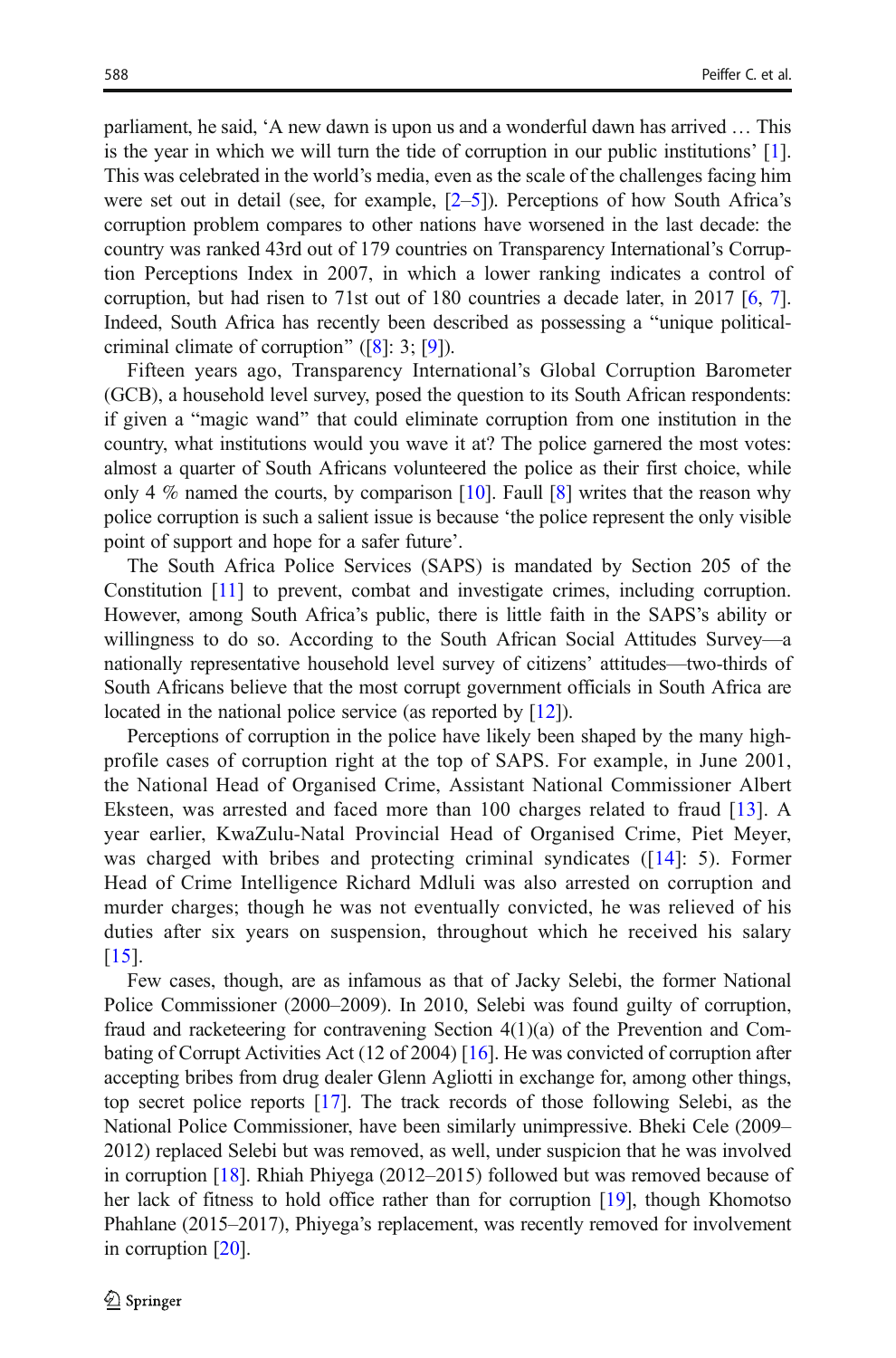parliament, he said, 'A new dawn is upon us and a wonderful dawn has arrived … This is the year in which we will turn the tide of corruption in our public institutions' [1]. This was celebrated in the world's media, even as the scale of the challenges facing him were set out in detail (see, for example, [2–5]). Perceptions of how South Africa's corruption problem compares to other nations have worsened in the last decade: the country was ranked 43rd out of 179 countries on Transparency International's Corruption Perceptions Index in 2007, in which a lower ranking indicates a control of corruption, but had risen to 71st out of 180 countries a decade later, in 2017 [6, 7]. Indeed, South Africa has recently been described as possessing a "unique political-criminal climate of corruption" ([8]: 3; [9]).

Fifteen years ago, Transparency International's Global Corruption Barometer (GCB), a household level survey, posed the question to its South African respondents: if given a "magic wand" that could eliminate corruption from one institution in the country, what institutions would you wave it at? The police garnered the most votes: almost a quarter of South Africans volunteered the police as their first choice, while only 4 % named the courts, by comparison [10]. Faull [8] writes that the reason why police corruption is such a salient issue is because 'the police represent the only visible point of support and hope for a safer future'.

The South Africa Police Services (SAPS) is mandated by Section 205 of the Constitution [11] to prevent, combat and investigate crimes, including corruption. However, among South Africa's public, there is little faith in the SAPS's ability or willingness to do so. According to the South African Social Attitudes Survey—a nationally representative household level survey of citizens' attitudes—two-thirds of South Africans believe that the most corrupt government officials in South Africa are located in the national police service (as reported by [12]).

Perceptions of corruption in the police have likely been shaped by the many high-profile cases of corruption right at the top of SAPS. For example, in June 2001, the National Head of Organised Crime, Assistant National Commissioner Albert Eksteen, was arrested and faced more than 100 charges related to fraud [13]. A year earlier, KwaZulu-Natal Provincial Head of Organised Crime, Piet Meyer, was charged with bribes and protecting criminal syndicates ([14]: 5). Former Head of Crime Intelligence Richard Mdluli was also arrested on corruption and murder charges; though he was not eventually convicted, he was relieved of his duties after six years on suspension, throughout which he received his salary [15].

Few cases, though, are as infamous as that of Jacky Selebi, the former National Police Commissioner (2000–2009). In 2010, Selebi was found guilty of corruption, fraud and racketeering for contravening Section 4(1)(a) of the Prevention and Combating of Corrupt Activities Act (12 of 2004) [16]. He was convicted of corruption after accepting bribes from drug dealer Glenn Agliotti in exchange for, among other things, top secret police reports [17]. The track records of those following Selebi, as the National Police Commissioner, have been similarly unimpressive. Bheki Cele (2009–2012) replaced Selebi but was removed, as well, under suspicion that he was involved in corruption [18]. Rhiah Phiyega (2012–2015) followed but was removed because of her lack of fitness to hold office rather than for corruption [19], though Khomotso Phahlane (2015–2017), Phiyega's replacement, was recently removed for involvement in corruption [20].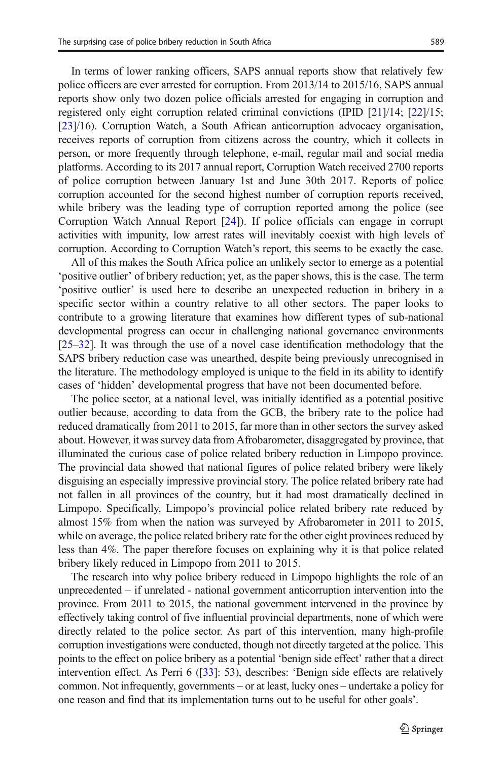In terms of lower ranking officers, SAPS annual reports show that relatively few police officers are ever arrested for corruption. From 2013/14 to 2015/16, SAPS annual reports show only two dozen police officials arrested for engaging in corruption and registered only eight corruption related criminal convictions (IPID [21]/14; [22]/15; [23]/16). Corruption Watch, a South African anticorruption advocacy organisation, receives reports of corruption from citizens across the country, which it collects in person, or more frequently through telephone, e-mail, regular mail and social media platforms. According to its 2017 annual report, Corruption Watch received 2700 reports of police corruption between January 1st and June 30th 2017. Reports of police corruption accounted for the second highest number of corruption reports received, while bribery was the leading type of corruption reported among the police (see Corruption Watch Annual Report [24]). If police officials can engage in corrupt activities with impunity, low arrest rates will inevitably coexist with high levels of corruption. According to Corruption Watch's report, this seems to be exactly the case.

All of this makes the South Africa police an unlikely sector to emerge as a potential 'positive outlier' of bribery reduction; yet, as the paper shows, this is the case. The term 'positive outlier' is used here to describe an unexpected reduction in bribery in a specific sector within a country relative to all other sectors. The paper looks to contribute to a growing literature that examines how different types of sub-national developmental progress can occur in challenging national governance environments [25–32]. It was through the use of a novel case identification methodology that the SAPS bribery reduction case was unearthed, despite being previously unrecognised in the literature. The methodology employed is unique to the field in its ability to identify cases of 'hidden' developmental progress that have not been documented before.

The police sector, at a national level, was initially identified as a potential positive outlier because, according to data from the GCB, the bribery rate to the police had reduced dramatically from 2011 to 2015, far more than in other sectors the survey asked about. However, it was survey data from Afrobarometer, disaggregated by province, that illuminated the curious case of police related bribery reduction in Limpopo province. The provincial data showed that national figures of police related bribery were likely disguising an especially impressive provincial story. The police related bribery rate had not fallen in all provinces of the country, but it had most dramatically declined in Limpopo. Specifically, Limpopo's provincial police related bribery rate reduced by almost 15% from when the nation was surveyed by Afrobarometer in 2011 to 2015, while on average, the police related bribery rate for the other eight provinces reduced by less than 4%. The paper therefore focuses on explaining why it is that police related bribery likely reduced in Limpopo from 2011 to 2015.

The research into why police bribery reduced in Limpopo highlights the role of an unprecedented – if unrelated - national government anticorruption intervention into the province. From 2011 to 2015, the national government intervened in the province by effectively taking control of five influential provincial departments, none of which were directly related to the police sector. As part of this intervention, many high-profile corruption investigations were conducted, though not directly targeted at the police. This points to the effect on police bribery as a potential 'benign side effect' rather that a direct intervention effect. As Perri 6 ([33]: 53), describes: 'Benign side effects are relatively common. Not infrequently, governments – or at least, lucky ones – undertake a policy for one reason and find that its implementation turns out to be useful for other goals'.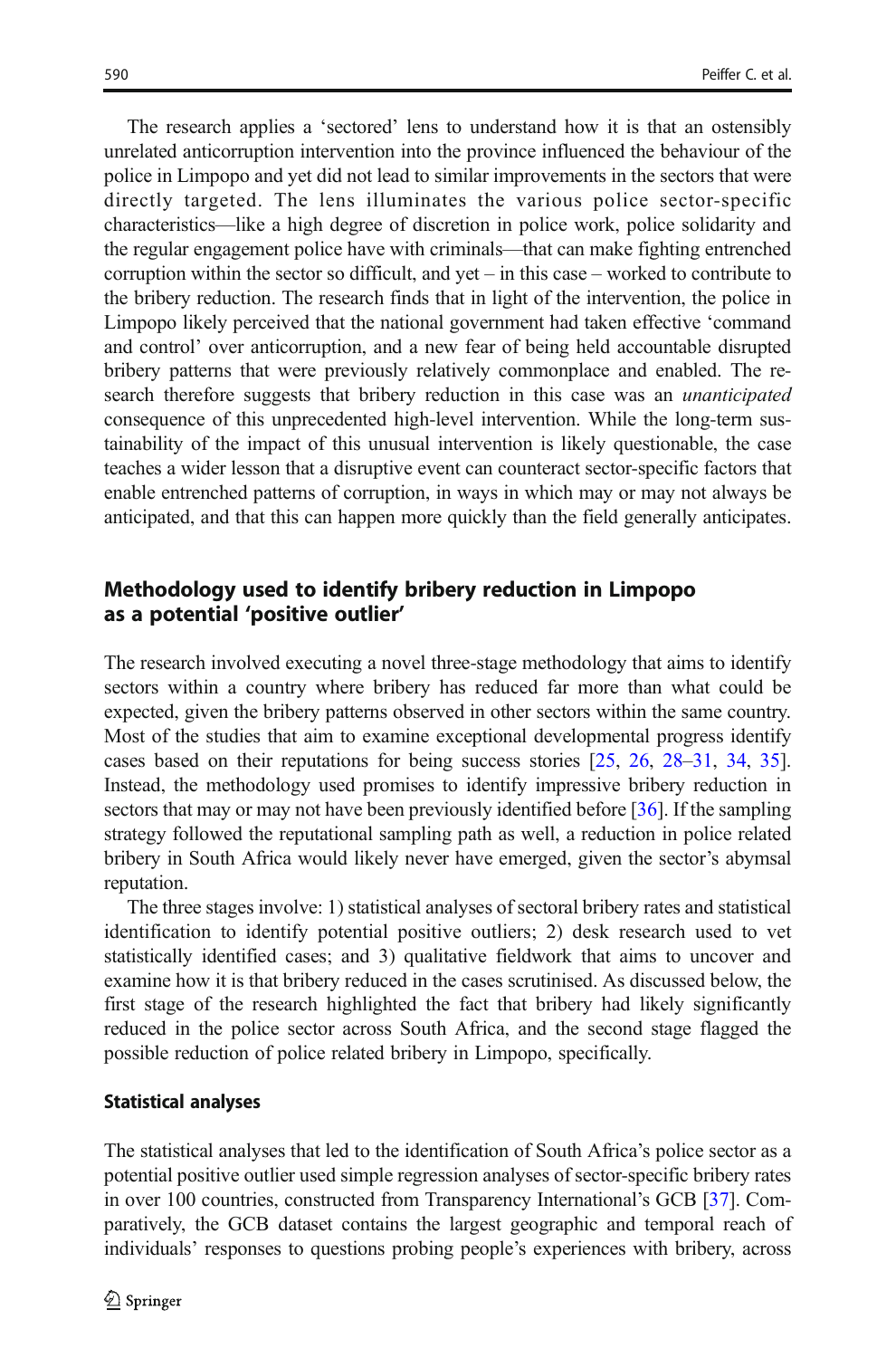The research applies a 'sectored' lens to understand how it is that an ostensibly unrelated anticorruption intervention into the province influenced the behaviour of the police in Limpopo and yet did not lead to similar improvements in the sectors that were directly targeted. The lens illuminates the various police sector-specific characteristics—like a high degree of discretion in police work, police solidarity and the regular engagement police have with criminals—that can make fighting entrenched corruption within the sector so difficult, and yet – in this case – worked to contribute to the bribery reduction. The research finds that in light of the intervention, the police in Limpopo likely perceived that the national government had taken effective 'command and control' over anticorruption, and a new fear of being held accountable disrupted bribery patterns that were previously relatively commonplace and enabled. The research therefore suggests that bribery reduction in this case was an *unanticipated* consequence of this unprecedented high-level intervention. While the long-term sustainability of the impact of this unusual intervention is likely questionable, the case teaches a wider lesson that a disruptive event can counteract sector-specific factors that enable entrenched patterns of corruption, in ways in which may or may not always be anticipated, and that this can happen more quickly than the field generally anticipates.

## Methodology used to identify bribery reduction in Limpopo as a potential 'positive outlier'

The research involved executing a novel three-stage methodology that aims to identify sectors within a country where bribery has reduced far more than what could be expected, given the bribery patterns observed in other sectors within the same country. Most of the studies that aim to examine exceptional developmental progress identify cases based on their reputations for being success stories [25, 26, 28–31, 34, 35]. Instead, the methodology used promises to identify impressive bribery reduction in sectors that may or may not have been previously identified before [36]. If the sampling strategy followed the reputational sampling path as well, a reduction in police related bribery in South Africa would likely never have emerged, given the sector's abysmal reputation.

The three stages involve: 1) statistical analyses of sectoral bribery rates and statistical identification to identify potential positive outliers; 2) desk research used to vet statistically identified cases; and 3) qualitative fieldwork that aims to uncover and examine how it is that bribery reduced in the cases scrutinised. As discussed below, the first stage of the research highlighted the fact that bribery had likely significantly reduced in the police sector across South Africa, and the second stage flagged the possible reduction of police related bribery in Limpopo, specifically.

### Statistical analyses

The statistical analyses that led to the identification of South Africa's police sector as a potential positive outlier used simple regression analyses of sector-specific bribery rates in over 100 countries, constructed from Transparency International's GCB [37]. Comparatively, the GCB dataset contains the largest geographic and temporal reach of individuals' responses to questions probing people's experiences with bribery, across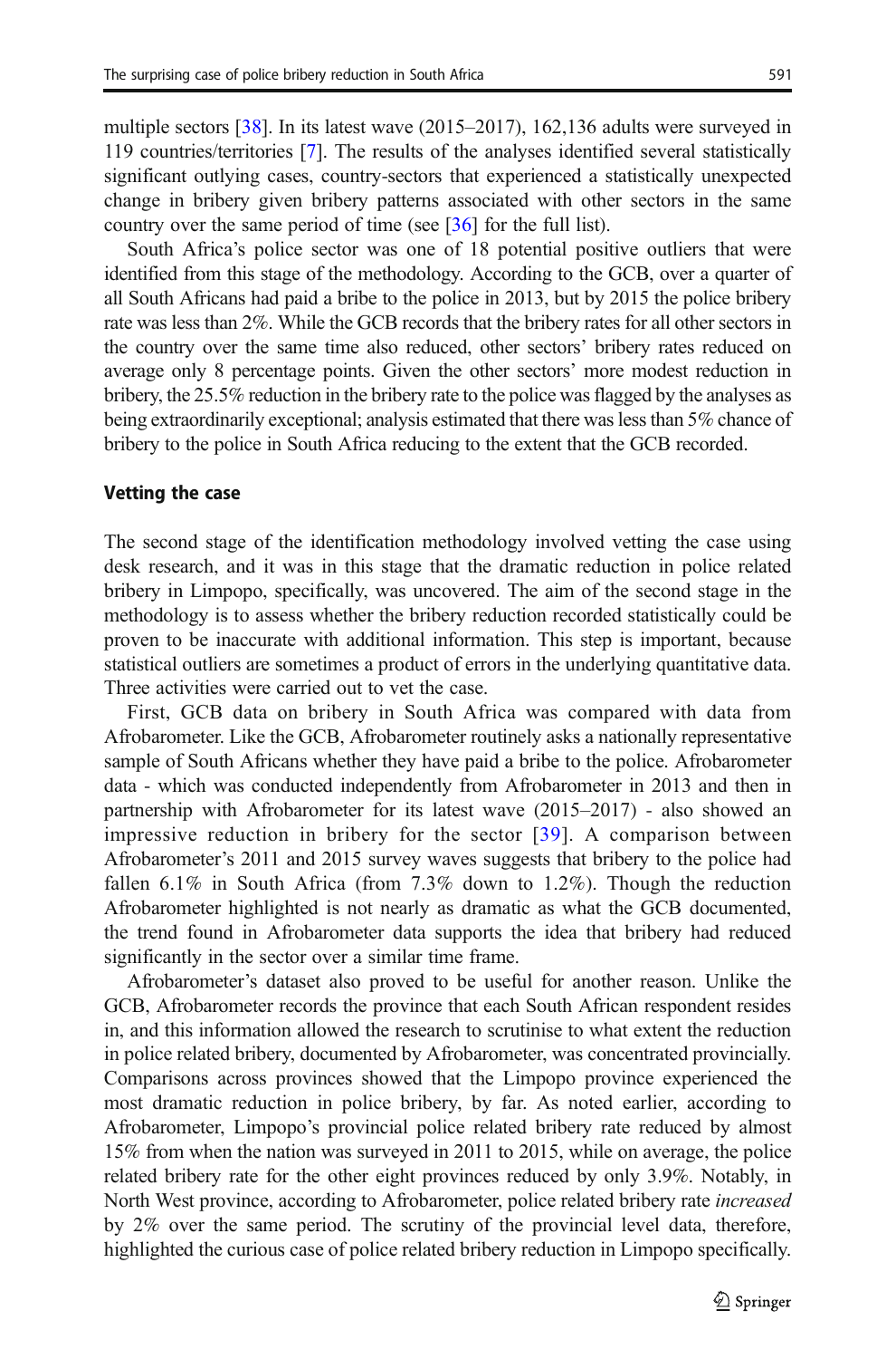multiple sectors [38]. In its latest wave (2015–2017), 162,136 adults were surveyed in 119 countries/territories [7]. The results of the analyses identified several statistically significant outlying cases, country-sectors that experienced a statistically unexpected change in bribery given bribery patterns associated with other sectors in the same country over the same period of time (see [36] for the full list).

South Africa's police sector was one of 18 potential positive outliers that were identified from this stage of the methodology. According to the GCB, over a quarter of all South Africans had paid a bribe to the police in 2013, but by 2015 the police bribery rate was less than 2%. While the GCB records that the bribery rates for all other sectors in the country over the same time also reduced, other sectors' bribery rates reduced on average only 8 percentage points. Given the other sectors' more modest reduction in bribery, the 25.5% reduction in the bribery rate to the police was flagged by the analyses as being extraordinarily exceptional; analysis estimated that there was less than 5% chance of bribery to the police in South Africa reducing to the extent that the GCB recorded.

### Vetting the case

The second stage of the identification methodology involved vetting the case using desk research, and it was in this stage that the dramatic reduction in police related bribery in Limpopo, specifically, was uncovered. The aim of the second stage in the methodology is to assess whether the bribery reduction recorded statistically could be proven to be inaccurate with additional information. This step is important, because statistical outliers are sometimes a product of errors in the underlying quantitative data. Three activities were carried out to vet the case.

First, GCB data on bribery in South Africa was compared with data from Afrobarometer. Like the GCB, Afrobarometer routinely asks a nationally representative sample of South Africans whether they have paid a bribe to the police. Afrobarometer data - which was conducted independently from Afrobarometer in 2013 and then in partnership with Afrobarometer for its latest wave (2015–2017) - also showed an impressive reduction in bribery for the sector [39]. A comparison between Afrobarometer's 2011 and 2015 survey waves suggests that bribery to the police had fallen 6.1% in South Africa (from 7.3% down to 1.2%). Though the reduction Afrobarometer highlighted is not nearly as dramatic as what the GCB documented, the trend found in Afrobarometer data supports the idea that bribery had reduced significantly in the sector over a similar time frame.

Afrobarometer's dataset also proved to be useful for another reason. Unlike the GCB, Afrobarometer records the province that each South African respondent resides in, and this information allowed the research to scrutinise to what extent the reduction in police related bribery, documented by Afrobarometer, was concentrated provincially. Comparisons across provinces showed that the Limpopo province experienced the most dramatic reduction in police bribery, by far. As noted earlier, according to Afrobarometer, Limpopo's provincial police related bribery rate reduced by almost 15% from when the nation was surveyed in 2011 to 2015, while on average, the police related bribery rate for the other eight provinces reduced by only 3.9%. Notably, in North West province, according to Afrobarometer, police related bribery rate *increased* by 2% over the same period. The scrutiny of the provincial level data, therefore, highlighted the curious case of police related bribery reduction in Limpopo specifically.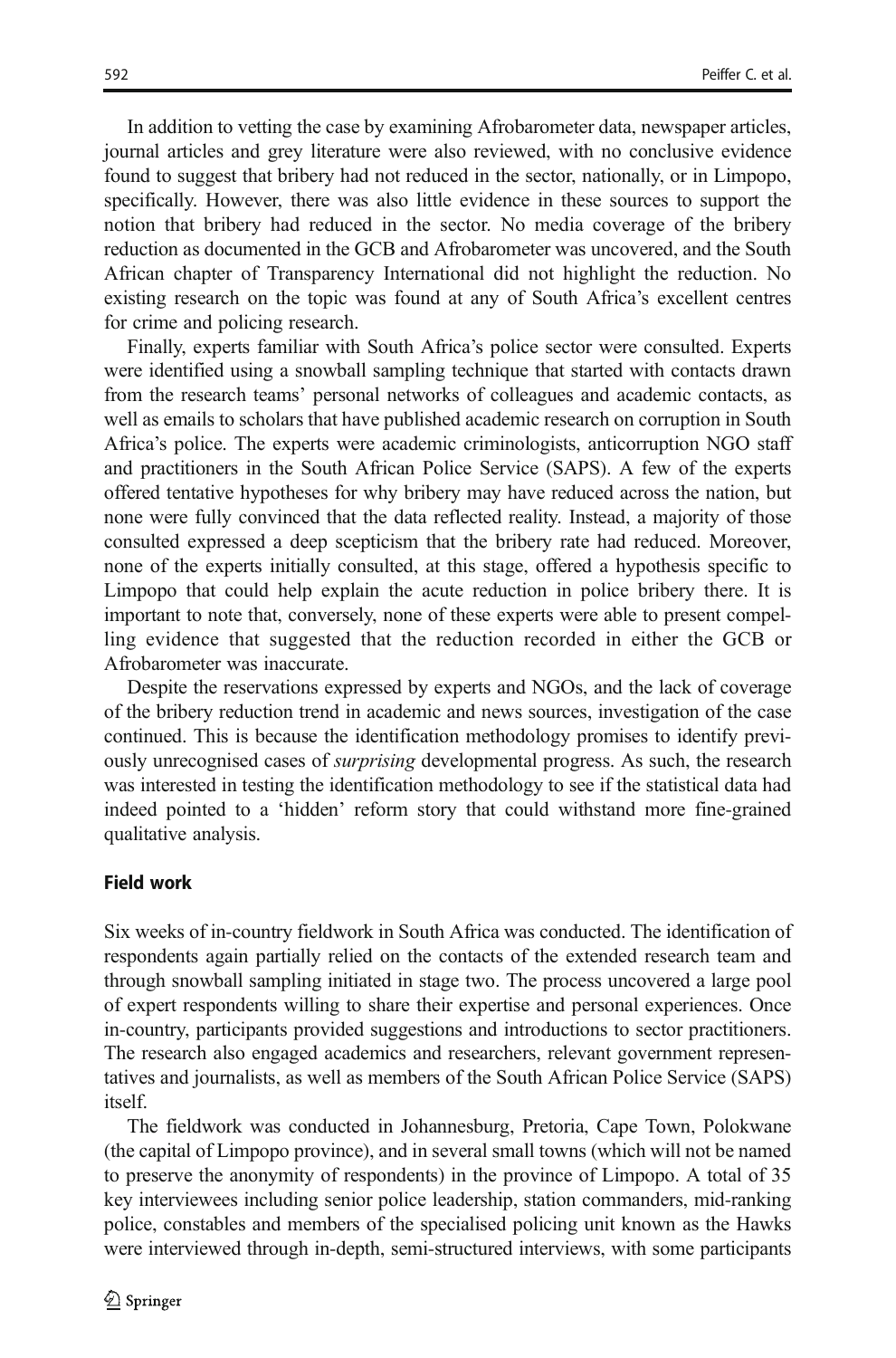In addition to vetting the case by examining Afrobarometer data, newspaper articles, journal articles and grey literature were also reviewed, with no conclusive evidence found to suggest that bribery had not reduced in the sector, nationally, or in Limpopo, specifically. However, there was also little evidence in these sources to support the notion that bribery had reduced in the sector. No media coverage of the bribery reduction as documented in the GCB and Afrobarometer was uncovered, and the South African chapter of Transparency International did not highlight the reduction. No existing research on the topic was found at any of South Africa's excellent centres for crime and policing research.

Finally, experts familiar with South Africa's police sector were consulted. Experts were identified using a snowball sampling technique that started with contacts drawn from the research teams' personal networks of colleagues and academic contacts, as well as emails to scholars that have published academic research on corruption in South Africa's police. The experts were academic criminologists, anticorruption NGO staff and practitioners in the South African Police Service (SAPS). A few of the experts offered tentative hypotheses for why bribery may have reduced across the nation, but none were fully convinced that the data reflected reality. Instead, a majority of those consulted expressed a deep scepticism that the bribery rate had reduced. Moreover, none of the experts initially consulted, at this stage, offered a hypothesis specific to Limpopo that could help explain the acute reduction in police bribery there. It is important to note that, conversely, none of these experts were able to present compelling evidence that suggested that the reduction recorded in either the GCB or Afrobarometer was inaccurate.

Despite the reservations expressed by experts and NGOs, and the lack of coverage of the bribery reduction trend in academic and news sources, investigation of the case continued. This is because the identification methodology promises to identify previously unrecognised cases of *surprising* developmental progress. As such, the research was interested in testing the identification methodology to see if the statistical data had indeed pointed to a 'hidden' reform story that could withstand more fine-grained qualitative analysis.

### Field work

Six weeks of in-country fieldwork in South Africa was conducted. The identification of respondents again partially relied on the contacts of the extended research team and through snowball sampling initiated in stage two. The process uncovered a large pool of expert respondents willing to share their expertise and personal experiences. Once in-country, participants provided suggestions and introductions to sector practitioners. The research also engaged academics and researchers, relevant government representatives and journalists, as well as members of the South African Police Service (SAPS) itself.

The fieldwork was conducted in Johannesburg, Pretoria, Cape Town, Polokwane (the capital of Limpopo province), and in several small towns (which will not be named to preserve the anonymity of respondents) in the province of Limpopo. A total of 35 key interviewees including senior police leadership, station commanders, mid-ranking police, constables and members of the specialised policing unit known as the Hawks were interviewed through in-depth, semi-structured interviews, with some participants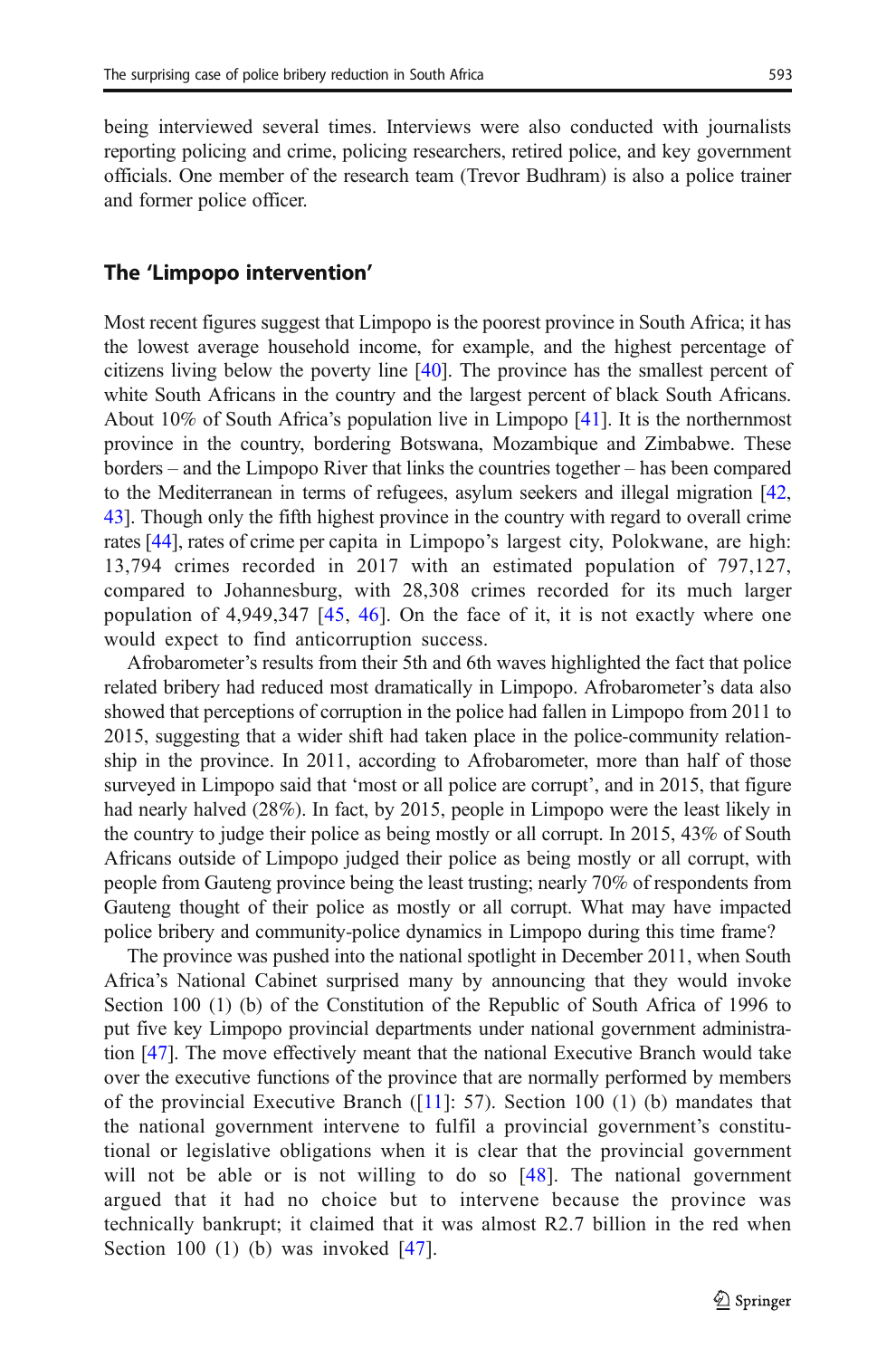being interviewed several times. Interviews were also conducted with journalists reporting policing and crime, policing researchers, retired police, and key government officials. One member of the research team (Trevor Budhram) is also a police trainer and former police officer.

## The 'Limpopo intervention'

Most recent figures suggest that Limpopo is the poorest province in South Africa; it has the lowest average household income, for example, and the highest percentage of citizens living below the poverty line [40]. The province has the smallest percent of white South Africans in the country and the largest percent of black South Africans. About 10% of South Africa's population live in Limpopo [41]. It is the northernmost province in the country, bordering Botswana, Mozambique and Zimbabwe. These borders – and the Limpopo River that links the countries together – has been compared to the Mediterranean in terms of refugees, asylum seekers and illegal migration [42, 43]. Though only the fifth highest province in the country with regard to overall crime rates [44], rates of crime per capita in Limpopo's largest city, Polokwane, are high: 13,794 crimes recorded in 2017 with an estimated population of 797,127, compared to Johannesburg, with 28,308 crimes recorded for its much larger population of 4,949,347 [45, 46]. On the face of it, it is not exactly where one would expect to find anticorruption success.

Afrobarometer's results from their 5th and 6th waves highlighted the fact that police related bribery had reduced most dramatically in Limpopo. Afrobarometer's data also showed that perceptions of corruption in the police had fallen in Limpopo from 2011 to 2015, suggesting that a wider shift had taken place in the police-community relationship in the province. In 2011, according to Afrobarometer, more than half of those surveyed in Limpopo said that 'most or all police are corrupt', and in 2015, that figure had nearly halved (28%). In fact, by 2015, people in Limpopo were the least likely in the country to judge their police as being mostly or all corrupt. In 2015, 43% of South Africans outside of Limpopo judged their police as being mostly or all corrupt, with people from Gauteng province being the least trusting; nearly 70% of respondents from Gauteng thought of their police as mostly or all corrupt. What may have impacted police bribery and community-police dynamics in Limpopo during this time frame?

The province was pushed into the national spotlight in December 2011, when South Africa's National Cabinet surprised many by announcing that they would invoke Section 100 (1) (b) of the Constitution of the Republic of South Africa of 1996 to put five key Limpopo provincial departments under national government administration [47]. The move effectively meant that the national Executive Branch would take over the executive functions of the province that are normally performed by members of the provincial Executive Branch ([11]: 57). Section 100 (1) (b) mandates that the national government intervene to fulfil a provincial government's constitutional or legislative obligations when it is clear that the provincial government will not be able or is not willing to do so [48]. The national government argued that it had no choice but to intervene because the province was technically bankrupt; it claimed that it was almost R2.7 billion in the red when Section 100 (1) (b) was invoked [47].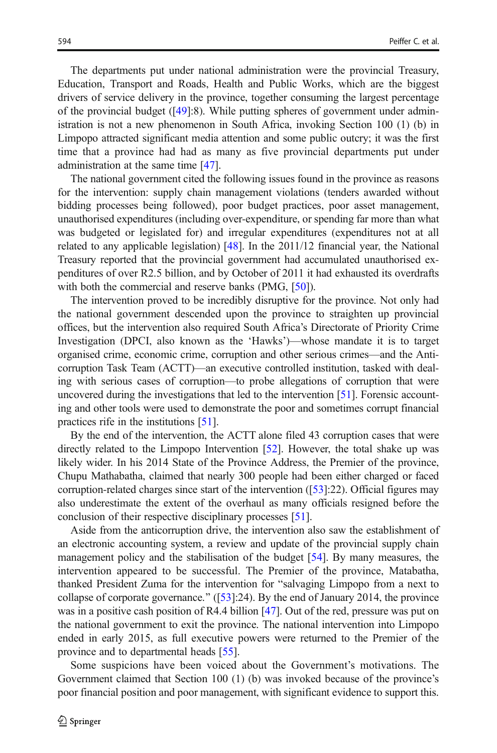The departments put under national administration were the provincial Treasury, Education, Transport and Roads, Health and Public Works, which are the biggest drivers of service delivery in the province, together consuming the largest percentage of the provincial budget ([49]:8). While putting spheres of government under administration is not a new phenomenon in South Africa, invoking Section 100 (1) (b) in Limpopo attracted significant media attention and some public outcry; it was the first time that a province had had as many as five provincial departments put under administration at the same time [47].

The national government cited the following issues found in the province as reasons for the intervention: supply chain management violations (tenders awarded without bidding processes being followed), poor budget practices, poor asset management, unauthorised expenditures (including over-expenditure, or spending far more than what was budgeted or legislated for) and irregular expenditures (expenditures not at all related to any applicable legislation) [48]. In the 2011/12 financial year, the National Treasury reported that the provincial government had accumulated unauthorised expenditures of over R2.5 billion, and by October of 2011 it had exhausted its overdrafts with both the commercial and reserve banks (PMG, [50]).

The intervention proved to be incredibly disruptive for the province. Not only had the national government descended upon the province to straighten up provincial offices, but the intervention also required South Africa's Directorate of Priority Crime Investigation (DPCI, also known as the 'Hawks')—whose mandate it is to target organised crime, economic crime, corruption and other serious crimes—and the Anti-corruption Task Team (ACTT)—an executive controlled institution, tasked with dealing with serious cases of corruption—to probe allegations of corruption that were uncovered during the investigations that led to the intervention [51]. Forensic accounting and other tools were used to demonstrate the poor and sometimes corrupt financial practices rife in the institutions [51].

By the end of the intervention, the ACTT alone filed 43 corruption cases that were directly related to the Limpopo Intervention [52]. However, the total shake up was likely wider. In his 2014 State of the Province Address, the Premier of the province, Chupu Mathabatha, claimed that nearly 300 people had been either charged or faced corruption-related charges since start of the intervention ([53]:22). Official figures may also underestimate the extent of the overhaul as many officials resigned before the conclusion of their respective disciplinary processes [51].

Aside from the anticorruption drive, the intervention also saw the establishment of an electronic accounting system, a review and update of the provincial supply chain management policy and the stabilisation of the budget [54]. By many measures, the intervention appeared to be successful. The Premier of the province, Matabatha, thanked President Zuma for the intervention for "salvaging Limpopo from a next to collapse of corporate governance." ([53]:24). By the end of January 2014, the province was in a positive cash position of R4.4 billion [47]. Out of the red, pressure was put on the national government to exit the province. The national intervention into Limpopo ended in early 2015, as full executive powers were returned to the Premier of the province and to departmental heads [55].

Some suspicions have been voiced about the Government's motivations. The Government claimed that Section 100 (1) (b) was invoked because of the province's poor financial position and poor management, with significant evidence to support this.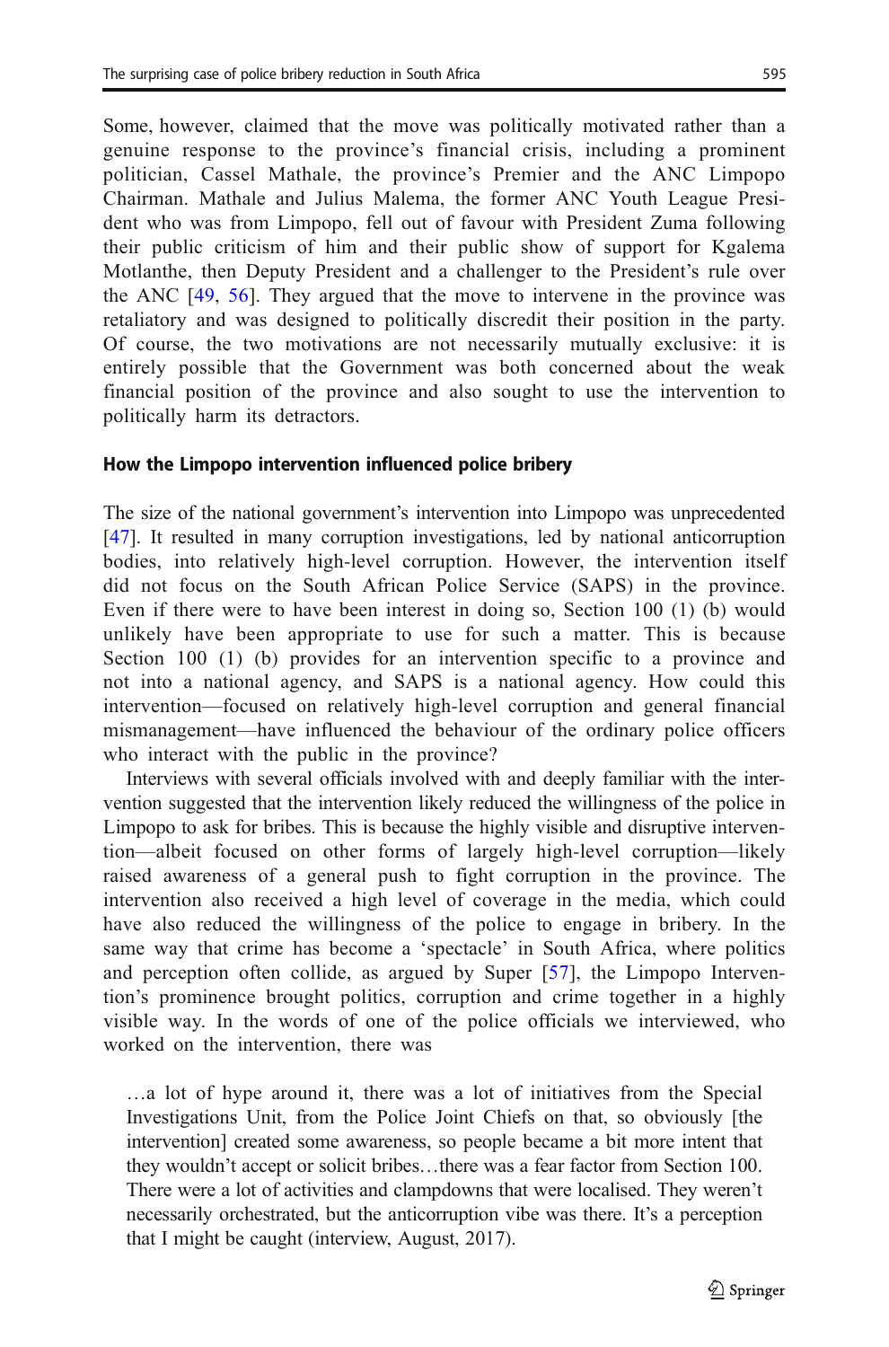Some, however, claimed that the move was politically motivated rather than a genuine response to the province's financial crisis, including a prominent politician, Cassel Mathale, the province's Premier and the ANC Limpopo Chairman. Mathale and Julius Malema, the former ANC Youth League President who was from Limpopo, fell out of favour with President Zuma following their public criticism of him and their public show of support for Kgalema Motlanthe, then Deputy President and a challenger to the President's rule over the ANC [49, 56]. They argued that the move to intervene in the province was retaliatory and was designed to politically discredit their position in the party. Of course, the two motivations are not necessarily mutually exclusive: it is entirely possible that the Government was both concerned about the weak financial position of the province and also sought to use the intervention to politically harm its detractors.

#### How the Limpopo intervention influenced police bribery

The size of the national government's intervention into Limpopo was unprecedented [47]. It resulted in many corruption investigations, led by national anticorruption bodies, into relatively high-level corruption. However, the intervention itself did not focus on the South African Police Service (SAPS) in the province. Even if there were to have been interest in doing so, Section 100 (1) (b) would unlikely have been appropriate to use for such a matter. This is because Section 100 (1) (b) provides for an intervention specific to a province and not into a national agency, and SAPS is a national agency. How could this intervention—focused on relatively high-level corruption and general financial mismanagement—have influenced the behaviour of the ordinary police officers who interact with the public in the province?

Interviews with several officials involved with and deeply familiar with the intervention suggested that the intervention likely reduced the willingness of the police in Limpopo to ask for bribes. This is because the highly visible and disruptive intervention—albeit focused on other forms of largely high-level corruption—likely raised awareness of a general push to fight corruption in the province. The intervention also received a high level of coverage in the media, which could have also reduced the willingness of the police to engage in bribery. In the same way that crime has become a 'spectacle' in South Africa, where politics and perception often collide, as argued by Super [57], the Limpopo Intervention's prominence brought politics, corruption and crime together in a highly visible way. In the words of one of the police officials we interviewed, who worked on the intervention, there was

> …a lot of hype around it, there was a lot of initiatives from the Special Investigations Unit, from the Police Joint Chiefs on that, so obviously [the intervention] created some awareness, so people became a bit more intent that they wouldn't accept or solicit bribes…there was a fear factor from Section 100. There were a lot of activities and clampdowns that were localised. They weren't necessarily orchestrated, but the anticorruption vibe was there. It's a perception that I might be caught (interview, August, 2017).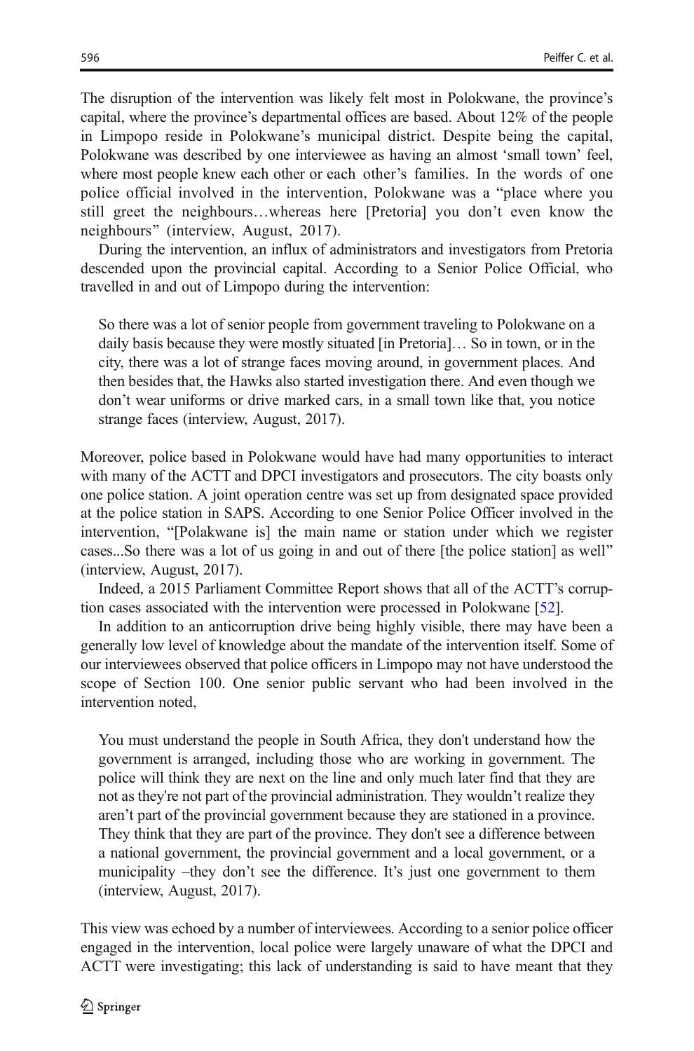The disruption of the intervention was likely felt most in Polokwane, the province's capital, where the province's departmental offices are based. About 12% of the people in Limpopo reside in Polokwane's municipal district. Despite being the capital, Polokwane was described by one interviewee as having an almost 'small town' feel, where most people knew each other or each other's families. In the words of one police official involved in the intervention, Polokwane was a "place where you still greet the neighbours…whereas here [Pretoria] you don't even know the neighbours" (interview, August, 2017).

During the intervention, an influx of administrators and investigators from Pretoria descended upon the provincial capital. According to a Senior Police Official, who travelled in and out of Limpopo during the intervention:

> So there was a lot of senior people from government traveling to Polokwane on a daily basis because they were mostly situated [in Pretoria]… So in town, or in the city, there was a lot of strange faces moving around, in government places. And then besides that, the Hawks also started investigation there. And even though we don't wear uniforms or drive marked cars, in a small town like that, you notice strange faces (interview, August, 2017).

Moreover, police based in Polokwane would have had many opportunities to interact with many of the ACTT and DPCI investigators and prosecutors. The city boasts only one police station. A joint operation centre was set up from designated space provided at the police station in SAPS. According to one Senior Police Officer involved in the intervention, "[Polakwane is] the main name or station under which we register cases...So there was a lot of us going in and out of there [the police station] as well" (interview, August, 2017).

Indeed, a 2015 Parliament Committee Report shows that all of the ACTT's corruption cases associated with the intervention were processed in Polokwane [52].

In addition to an anticorruption drive being highly visible, there may have been a generally low level of knowledge about the mandate of the intervention itself. Some of our interviewees observed that police officers in Limpopo may not have understood the scope of Section 100. One senior public servant who had been involved in the intervention noted,

> You must understand the people in South Africa, they don't understand how the government is arranged, including those who are working in government. The police will think they are next on the line and only much later find that they are not as they're not part of the provincial administration. They wouldn't realize they aren't part of the provincial government because they are stationed in a province. They think that they are part of the province. They don't see a difference between a national government, the provincial government and a local government, or a municipality –they don't see the difference. It's just one government to them (interview, August, 2017).

This view was echoed by a number of interviewees. According to a senior police officer engaged in the intervention, local police were largely unaware of what the DPCI and ACTT were investigating; this lack of understanding is said to have meant that they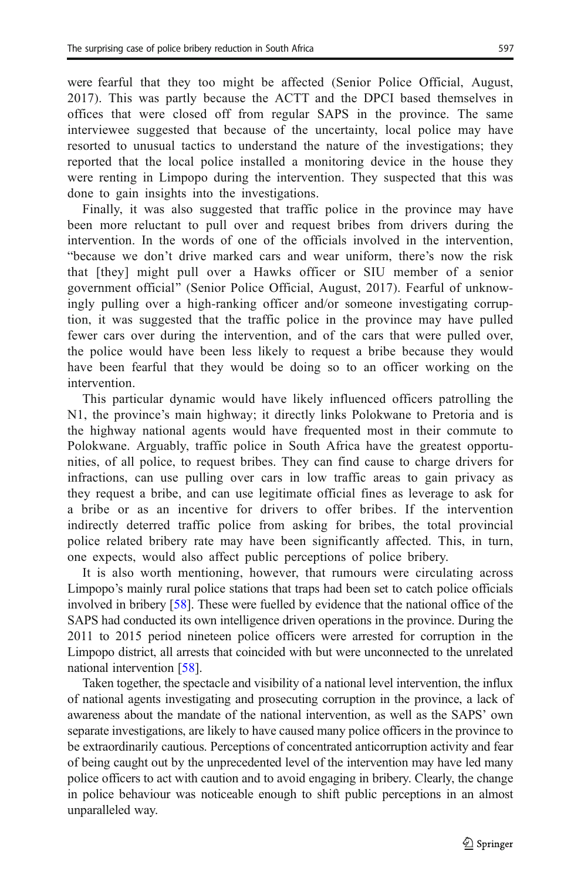were fearful that they too might be affected (Senior Police Official, August, 2017). This was partly because the ACTT and the DPCI based themselves in offices that were closed off from regular SAPS in the province. The same interviewee suggested that because of the uncertainty, local police may have resorted to unusual tactics to understand the nature of the investigations; they reported that the local police installed a monitoring device in the house they were renting in Limpopo during the intervention. They suspected that this was done to gain insights into the investigations.

Finally, it was also suggested that traffic police in the province may have been more reluctant to pull over and request bribes from drivers during the intervention. In the words of one of the officials involved in the intervention, "because we don't drive marked cars and wear uniform, there's now the risk that [they] might pull over a Hawks officer or SIU member of a senior government official" (Senior Police Official, August, 2017). Fearful of unknowingly pulling over a high-ranking officer and/or someone investigating corruption, it was suggested that the traffic police in the province may have pulled fewer cars over during the intervention, and of the cars that were pulled over, the police would have been less likely to request a bribe because they would have been fearful that they would be doing so to an officer working on the intervention.

This particular dynamic would have likely influenced officers patrolling the N1, the province's main highway; it directly links Polokwane to Pretoria and is the highway national agents would have frequented most in their commute to Polokwane. Arguably, traffic police in South Africa have the greatest opportunities, of all police, to request bribes. They can find cause to charge drivers for infractions, can use pulling over cars in low traffic areas to gain privacy as they request a bribe, and can use legitimate official fines as leverage to ask for a bribe or as an incentive for drivers to offer bribes. If the intervention indirectly deterred traffic police from asking for bribes, the total provincial police related bribery rate may have been significantly affected. This, in turn, one expects, would also affect public perceptions of police bribery.

It is also worth mentioning, however, that rumours were circulating across Limpopo's mainly rural police stations that traps had been set to catch police officials involved in bribery [58]. These were fuelled by evidence that the national office of the SAPS had conducted its own intelligence driven operations in the province. During the 2011 to 2015 period nineteen police officers were arrested for corruption in the Limpopo district, all arrests that coincided with but were unconnected to the unrelated national intervention [58].

Taken together, the spectacle and visibility of a national level intervention, the influx of national agents investigating and prosecuting corruption in the province, a lack of awareness about the mandate of the national intervention, as well as the SAPS' own separate investigations, are likely to have caused many police officers in the province to be extraordinarily cautious. Perceptions of concentrated anticorruption activity and fear of being caught out by the unprecedented level of the intervention may have led many police officers to act with caution and to avoid engaging in bribery. Clearly, the change in police behaviour was noticeable enough to shift public perceptions in an almost unparalleled way.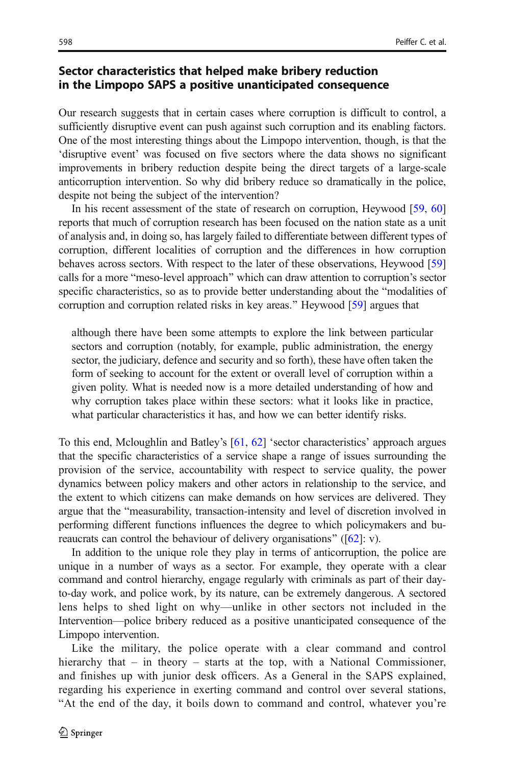## Sector characteristics that helped make bribery reduction in the Limpopo SAPS a positive unanticipated consequence

Our research suggests that in certain cases where corruption is difficult to control, a sufficiently disruptive event can push against such corruption and its enabling factors. One of the most interesting things about the Limpopo intervention, though, is that the 'disruptive event' was focused on five sectors where the data shows no significant improvements in bribery reduction despite being the direct targets of a large-scale anticorruption intervention. So why did bribery reduce so dramatically in the police, despite not being the subject of the intervention?

In his recent assessment of the state of research on corruption, Heywood [59, 60] reports that much of corruption research has been focused on the nation state as a unit of analysis and, in doing so, has largely failed to differentiate between different types of corruption, different localities of corruption and the differences in how corruption behaves across sectors. With respect to the later of these observations, Heywood [59] calls for a more "meso-level approach" which can draw attention to corruption's sector specific characteristics, so as to provide better understanding about the "modalities of corruption and corruption related risks in key areas." Heywood [59] argues that

> although there have been some attempts to explore the link between particular sectors and corruption (notably, for example, public administration, the energy sector, the judiciary, defence and security and so forth), these have often taken the form of seeking to account for the extent or overall level of corruption within a given polity. What is needed now is a more detailed understanding of how and why corruption takes place within these sectors: what it looks like in practice, what particular characteristics it has, and how we can better identify risks.

To this end, Mcloughlin and Batley's [61, 62] 'sector characteristics' approach argues that the specific characteristics of a service shape a range of issues surrounding the provision of the service, accountability with respect to service quality, the power dynamics between policy makers and other actors in relationship to the service, and the extent to which citizens can make demands on how services are delivered. They argue that the "measurability, transaction-intensity and level of discretion involved in performing different functions influences the degree to which policymakers and bureaucrats can control the behaviour of delivery organisations" ([62]: v).

In addition to the unique role they play in terms of anticorruption, the police are unique in a number of ways as a sector. For example, they operate with a clear command and control hierarchy, engage regularly with criminals as part of their day-to-day work, and police work, by its nature, can be extremely dangerous. A sectored lens helps to shed light on why—unlike in other sectors not included in the Intervention—police bribery reduced as a positive unanticipated consequence of the Limpopo intervention.

Like the military, the police operate with a clear command and control hierarchy that – in theory – starts at the top, with a National Commissioner, and finishes up with junior desk officers. As a General in the SAPS explained, regarding his experience in exerting command and control over several stations, "At the end of the day, it boils down to command and control, whatever you're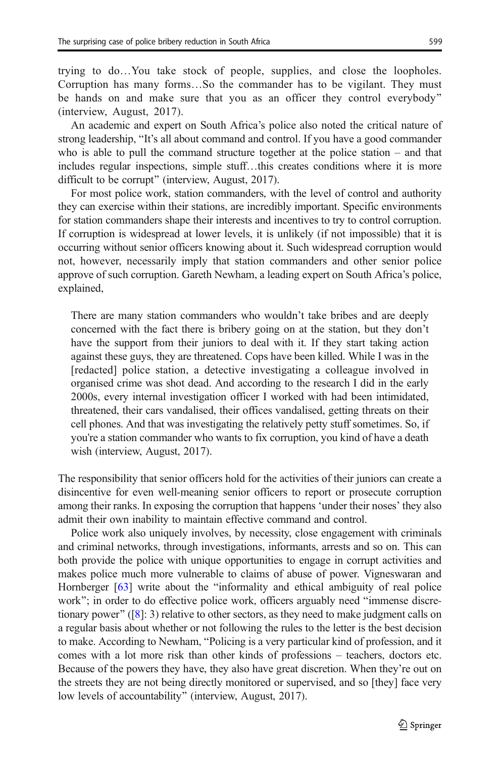trying to do…You take stock of people, supplies, and close the loopholes. Corruption has many forms…So the commander has to be vigilant. They must be hands on and make sure that you as an officer they control everybody" (interview, August, 2017).

An academic and expert on South Africa's police also noted the critical nature of strong leadership, "It's all about command and control. If you have a good commander who is able to pull the command structure together at the police station – and that includes regular inspections, simple stuff…this creates conditions where it is more difficult to be corrupt" (interview, August, 2017).

For most police work, station commanders, with the level of control and authority they can exercise within their stations, are incredibly important. Specific environments for station commanders shape their interests and incentives to try to control corruption. If corruption is widespread at lower levels, it is unlikely (if not impossible) that it is occurring without senior officers knowing about it. Such widespread corruption would not, however, necessarily imply that station commanders and other senior police approve of such corruption. Gareth Newham, a leading expert on South Africa's police, explained,

> There are many station commanders who wouldn't take bribes and are deeply concerned with the fact there is bribery going on at the station, but they don't have the support from their juniors to deal with it. If they start taking action against these guys, they are threatened. Cops have been killed. While I was in the [redacted] police station, a detective investigating a colleague involved in organised crime was shot dead. And according to the research I did in the early 2000s, every internal investigation officer I worked with had been intimidated, threatened, their cars vandalised, their offices vandalised, getting threats on their cell phones. And that was investigating the relatively petty stuff sometimes. So, if you're a station commander who wants to fix corruption, you kind of have a death wish (interview, August, 2017).

The responsibility that senior officers hold for the activities of their juniors can create a disincentive for even well-meaning senior officers to report or prosecute corruption among their ranks. In exposing the corruption that happens 'under their noses' they also admit their own inability to maintain effective command and control.

Police work also uniquely involves, by necessity, close engagement with criminals and criminal networks, through investigations, informants, arrests and so on. This can both provide the police with unique opportunities to engage in corrupt activities and makes police much more vulnerable to claims of abuse of power. Vigneswaran and Hornberger [63] write about the "informality and ethical ambiguity of real police work"; in order to do effective police work, officers arguably need "immense discretionary power" ([8]: 3) relative to other sectors, as they need to make judgment calls on a regular basis about whether or not following the rules to the letter is the best decision to make. According to Newham, "Policing is a very particular kind of profession, and it comes with a lot more risk than other kinds of professions – teachers, doctors etc. Because of the powers they have, they also have great discretion. When they're out on the streets they are not being directly monitored or supervised, and so [they] face very low levels of accountability" (interview, August, 2017).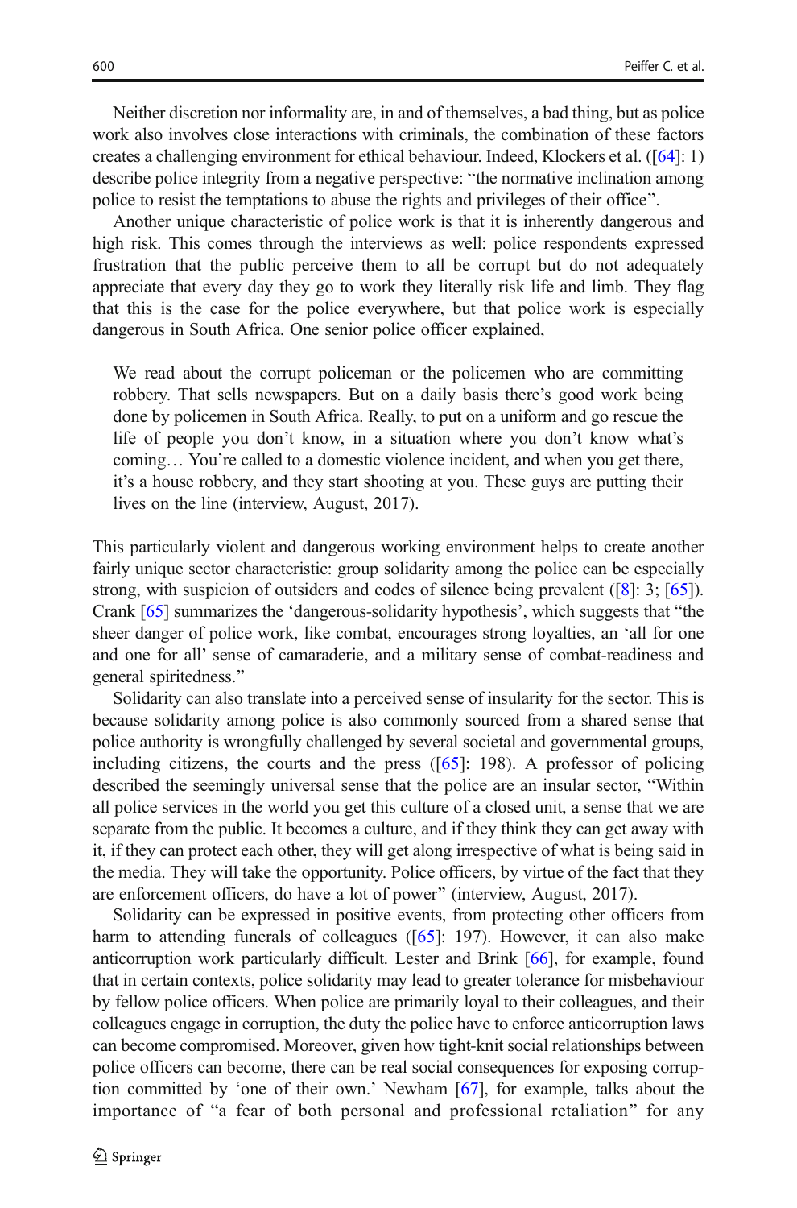Neither discretion nor informality are, in and of themselves, a bad thing, but as police work also involves close interactions with criminals, the combination of these factors creates a challenging environment for ethical behaviour. Indeed, Klockers et al. ([64]: 1) describe police integrity from a negative perspective: "the normative inclination among police to resist the temptations to abuse the rights and privileges of their office".

Another unique characteristic of police work is that it is inherently dangerous and high risk. This comes through the interviews as well: police respondents expressed frustration that the public perceive them to all be corrupt but do not adequately appreciate that every day they go to work they literally risk life and limb. They flag that this is the case for the police everywhere, but that police work is especially dangerous in South Africa. One senior police officer explained,

> We read about the corrupt policeman or the policemen who are committing robbery. That sells newspapers. But on a daily basis there's good work being done by policemen in South Africa. Really, to put on a uniform and go rescue the life of people you don't know, in a situation where you don't know what's coming… You're called to a domestic violence incident, and when you get there, it's a house robbery, and they start shooting at you. These guys are putting their lives on the line (interview, August, 2017).

This particularly violent and dangerous working environment helps to create another fairly unique sector characteristic: group solidarity among the police can be especially strong, with suspicion of outsiders and codes of silence being prevalent ([8]: 3; [65]). Crank [65] summarizes the 'dangerous-solidarity hypothesis', which suggests that "the sheer danger of police work, like combat, encourages strong loyalties, an 'all for one and one for all' sense of camaraderie, and a military sense of combat-readiness and general spiritedness."

Solidarity can also translate into a perceived sense of insularity for the sector. This is because solidarity among police is also commonly sourced from a shared sense that police authority is wrongfully challenged by several societal and governmental groups, including citizens, the courts and the press ([65]: 198). A professor of policing described the seemingly universal sense that the police are an insular sector, "Within all police services in the world you get this culture of a closed unit, a sense that we are separate from the public. It becomes a culture, and if they think they can get away with it, if they can protect each other, they will get along irrespective of what is being said in the media. They will take the opportunity. Police officers, by virtue of the fact that they are enforcement officers, do have a lot of power" (interview, August, 2017).

Solidarity can be expressed in positive events, from protecting other officers from harm to attending funerals of colleagues ([65]: 197). However, it can also make anticorruption work particularly difficult. Lester and Brink [66], for example, found that in certain contexts, police solidarity may lead to greater tolerance for misbehaviour by fellow police officers. When police are primarily loyal to their colleagues, and their colleagues engage in corruption, the duty the police have to enforce anticorruption laws can become compromised. Moreover, given how tight-knit social relationships between police officers can become, there can be real social consequences for exposing corruption committed by 'one of their own.' Newham [67], for example, talks about the importance of "a fear of both personal and professional retaliation" for any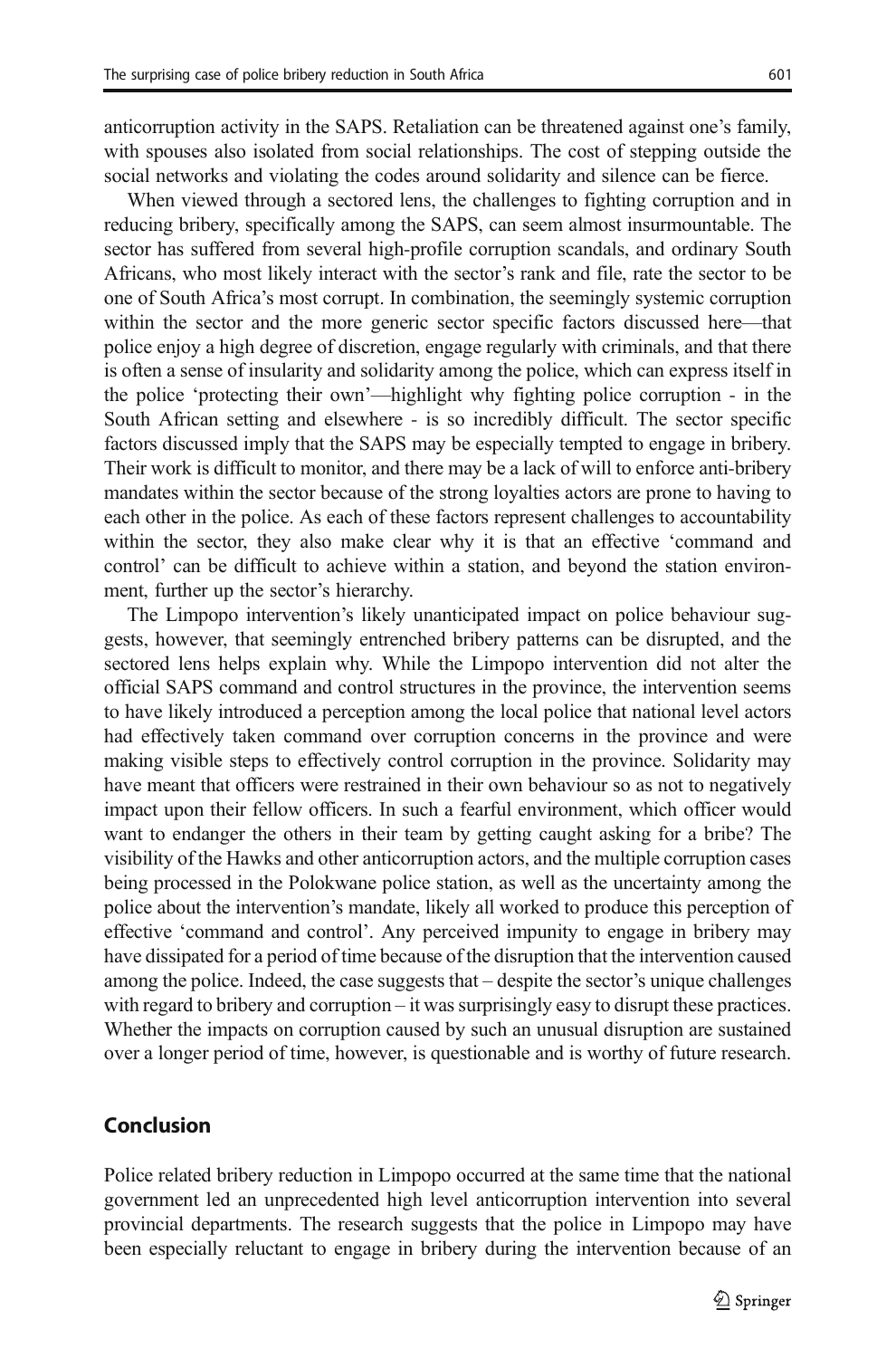anticorruption activity in the SAPS. Retaliation can be threatened against one's family, with spouses also isolated from social relationships. The cost of stepping outside the social networks and violating the codes around solidarity and silence can be fierce.

When viewed through a sectored lens, the challenges to fighting corruption and in reducing bribery, specifically among the SAPS, can seem almost insurmountable. The sector has suffered from several high-profile corruption scandals, and ordinary South Africans, who most likely interact with the sector's rank and file, rate the sector to be one of South Africa's most corrupt. In combination, the seemingly systemic corruption within the sector and the more generic sector specific factors discussed here—that police enjoy a high degree of discretion, engage regularly with criminals, and that there is often a sense of insularity and solidarity among the police, which can express itself in the police 'protecting their own'—highlight why fighting police corruption - in the South African setting and elsewhere - is so incredibly difficult. The sector specific factors discussed imply that the SAPS may be especially tempted to engage in bribery. Their work is difficult to monitor, and there may be a lack of will to enforce anti-bribery mandates within the sector because of the strong loyalties actors are prone to having to each other in the police. As each of these factors represent challenges to accountability within the sector, they also make clear why it is that an effective 'command and control' can be difficult to achieve within a station, and beyond the station environment, further up the sector's hierarchy.

The Limpopo intervention's likely unanticipated impact on police behaviour suggests, however, that seemingly entrenched bribery patterns can be disrupted, and the sectored lens helps explain why. While the Limpopo intervention did not alter the official SAPS command and control structures in the province, the intervention seems to have likely introduced a perception among the local police that national level actors had effectively taken command over corruption concerns in the province and were making visible steps to effectively control corruption in the province. Solidarity may have meant that officers were restrained in their own behaviour so as not to negatively impact upon their fellow officers. In such a fearful environment, which officer would want to endanger the others in their team by getting caught asking for a bribe? The visibility of the Hawks and other anticorruption actors, and the multiple corruption cases being processed in the Polokwane police station, as well as the uncertainty among the police about the intervention's mandate, likely all worked to produce this perception of effective 'command and control'. Any perceived impunity to engage in bribery may have dissipated for a period of time because of the disruption that the intervention caused among the police. Indeed, the case suggests that – despite the sector's unique challenges with regard to bribery and corruption – it was surprisingly easy to disrupt these practices. Whether the impacts on corruption caused by such an unusual disruption are sustained over a longer period of time, however, is questionable and is worthy of future research.

## Conclusion

Police related bribery reduction in Limpopo occurred at the same time that the national government led an unprecedented high level anticorruption intervention into several provincial departments. The research suggests that the police in Limpopo may have been especially reluctant to engage in bribery during the intervention because of an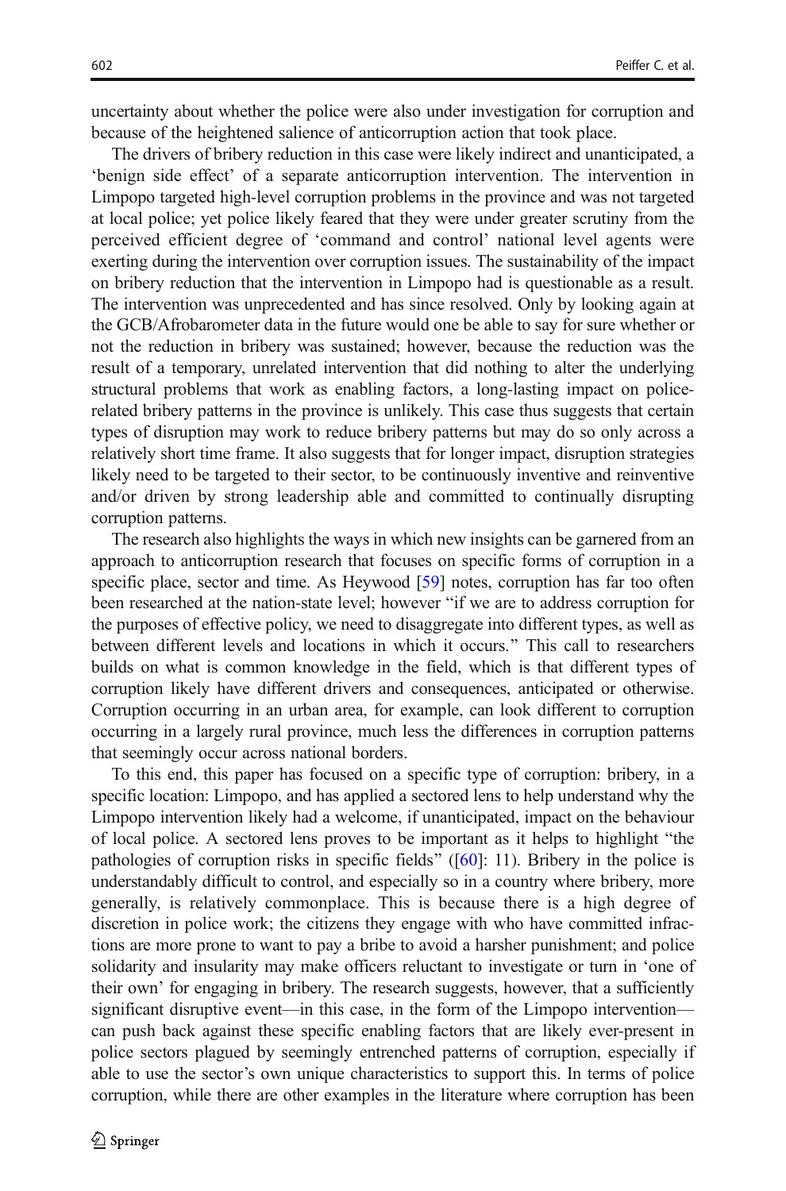uncertainty about whether the police were also under investigation for corruption and because of the heightened salience of anticorruption action that took place.

The drivers of bribery reduction in this case were likely indirect and unanticipated, a 'benign side effect' of a separate anticorruption intervention. The intervention in Limpopo targeted high-level corruption problems in the province and was not targeted at local police; yet police likely feared that they were under greater scrutiny from the perceived efficient degree of 'command and control' national level agents were exerting during the intervention over corruption issues. The sustainability of the impact on bribery reduction that the intervention in Limpopo had is questionable as a result. The intervention was unprecedented and has since resolved. Only by looking again at the GCB/Afrobarometer data in the future would one be able to say for sure whether or not the reduction in bribery was sustained; however, because the reduction was the result of a temporary, unrelated intervention that did nothing to alter the underlying structural problems that work as enabling factors, a long-lasting impact on police-related bribery patterns in the province is unlikely. This case thus suggests that certain types of disruption may work to reduce bribery patterns but may do so only across a relatively short time frame. It also suggests that for longer impact, disruption strategies likely need to be targeted to their sector, to be continuously inventive and reinventive and/or driven by strong leadership able and committed to continually disrupting corruption patterns.

The research also highlights the ways in which new insights can be garnered from an approach to anticorruption research that focuses on specific forms of corruption in a specific place, sector and time. As Heywood [59] notes, corruption has far too often been researched at the nation-state level; however "if we are to address corruption for the purposes of effective policy, we need to disaggregate into different types, as well as between different levels and locations in which it occurs." This call to researchers builds on what is common knowledge in the field, which is that different types of corruption likely have different drivers and consequences, anticipated or otherwise. Corruption occurring in an urban area, for example, can look different to corruption occurring in a largely rural province, much less the differences in corruption patterns that seemingly occur across national borders.

To this end, this paper has focused on a specific type of corruption: bribery, in a specific location: Limpopo, and has applied a sectored lens to help understand why the Limpopo intervention likely had a welcome, if unanticipated, impact on the behaviour of local police. A sectored lens proves to be important as it helps to highlight "the pathologies of corruption risks in specific fields" ([60]: 11). Bribery in the police is understandably difficult to control, and especially so in a country where bribery, more generally, is relatively commonplace. This is because there is a high degree of discretion in police work; the citizens they engage with who have committed infractions are more prone to want to pay a bribe to avoid a harsher punishment; and police solidarity and insularity may make officers reluctant to investigate or turn in 'one of their own' for engaging in bribery. The research suggests, however, that a sufficiently significant disruptive event—in this case, in the form of the Limpopo intervention—can push back against these specific enabling factors that are likely ever-present in police sectors plagued by seemingly entrenched patterns of corruption, especially if able to use the sector's own unique characteristics to support this. In terms of police corruption, while there are other examples in the literature where corruption has been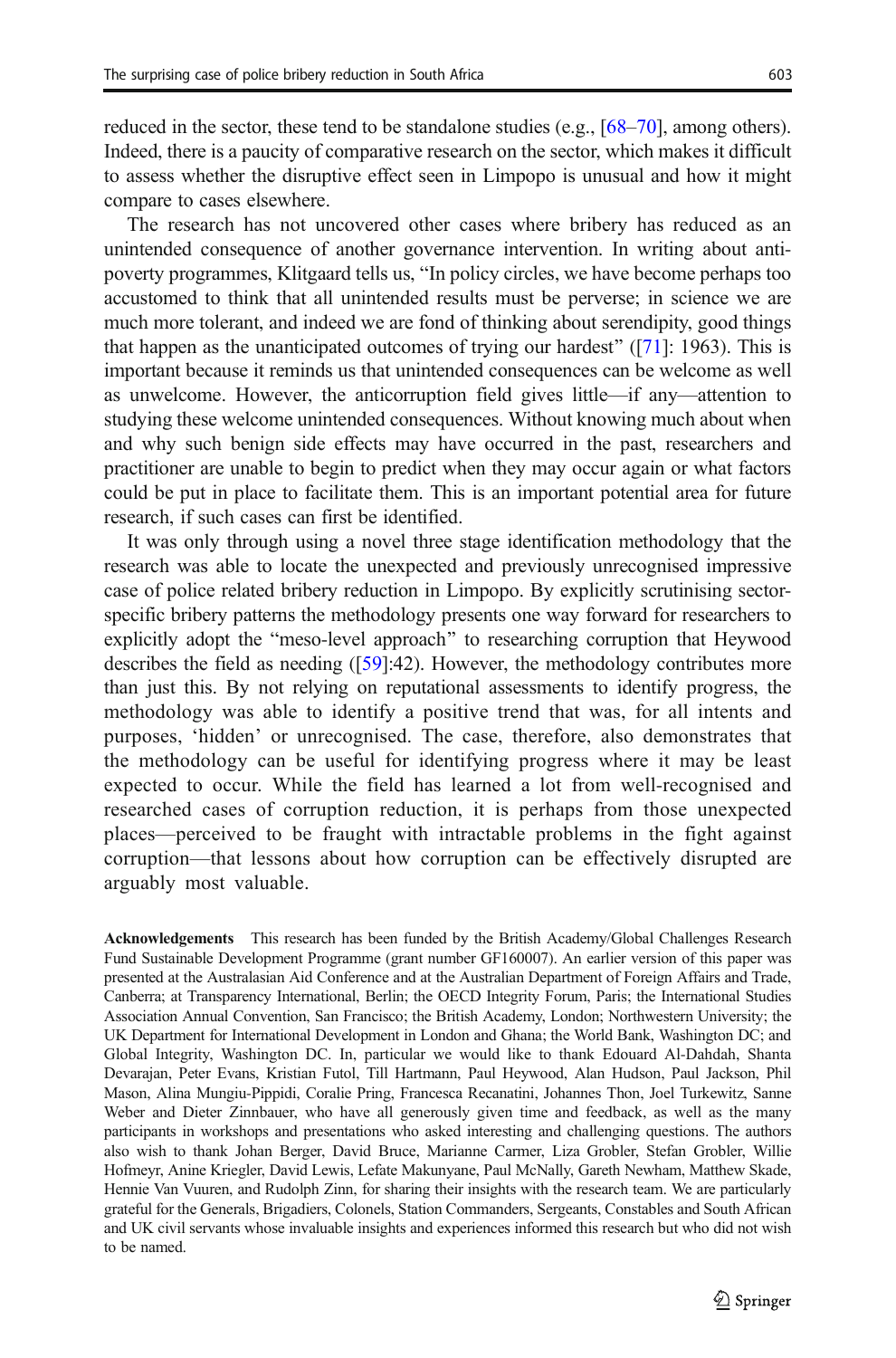reduced in the sector, these tend to be standalone studies (e.g., [68–70], among others). Indeed, there is a paucity of comparative research on the sector, which makes it difficult to assess whether the disruptive effect seen in Limpopo is unusual and how it might compare to cases elsewhere.

The research has not uncovered other cases where bribery has reduced as an unintended consequence of another governance intervention. In writing about anti-poverty programmes, Klitgaard tells us, "In policy circles, we have become perhaps too accustomed to think that all unintended results must be perverse; in science we are much more tolerant, and indeed we are fond of thinking about serendipity, good things that happen as the unanticipated outcomes of trying our hardest" ([71]: 1963). This is important because it reminds us that unintended consequences can be welcome as well as unwelcome. However, the anticorruption field gives little—if any—attention to studying these welcome unintended consequences. Without knowing much about when and why such benign side effects may have occurred in the past, researchers and practitioner are unable to begin to predict when they may occur again or what factors could be put in place to facilitate them. This is an important potential area for future research, if such cases can first be identified.

It was only through using a novel three stage identification methodology that the research was able to locate the unexpected and previously unrecognised impressive case of police related bribery reduction in Limpopo. By explicitly scrutinising sector-specific bribery patterns the methodology presents one way forward for researchers to explicitly adopt the "meso-level approach" to researching corruption that Heywood describes the field as needing ([59]:42). However, the methodology contributes more than just this. By not relying on reputational assessments to identify progress, the methodology was able to identify a positive trend that was, for all intents and purposes, 'hidden' or unrecognised. The case, therefore, also demonstrates that the methodology can be useful for identifying progress where it may be least expected to occur. While the field has learned a lot from well-recognised and researched cases of corruption reduction, it is perhaps from those unexpected places—perceived to be fraught with intractable problems in the fight against corruption—that lessons about how corruption can be effectively disrupted are arguably most valuable.

**Acknowledgements** This research has been funded by the British Academy/Global Challenges Research Fund Sustainable Development Programme (grant number GF160007). An earlier version of this paper was presented at the Australasian Aid Conference and at the Australian Department of Foreign Affairs and Trade, Canberra; at Transparency International, Berlin; the OECD Integrity Forum, Paris; the International Studies Association Annual Convention, San Francisco; the British Academy, London; Northwestern University; the UK Department for International Development in London and Ghana; the World Bank, Washington DC; and Global Integrity, Washington DC. In, particular we would like to thank Edouard Al-Dahdah, Shanta Devarajan, Peter Evans, Kristian Futol, Till Hartmann, Paul Heywood, Alan Hudson, Paul Jackson, Phil Mason, Alina Mungiu-Pippidi, Coralie Pring, Francesca Recanatini, Johannes Thon, Joel Turkewitz, Sanne Weber and Dieter Zinnbauer, who have all generously given time and feedback, as well as the many participants in workshops and presentations who asked interesting and challenging questions. The authors also wish to thank Johan Berger, David Bruce, Marianne Carmer, Liza Grobler, Stefan Grobler, Willie Hofmeyr, Anine Kriegler, David Lewis, Lefate Makunyane, Paul McNally, Gareth Newham, Matthew Skade, Hennie Van Vuuren, and Rudolph Zinn, for sharing their insights with the research team. We are particularly grateful for the Generals, Brigadiers, Colonels, Station Commanders, Sergeants, Constables and South African and UK civil servants whose invaluable insights and experiences informed this research but who did not wish to be named.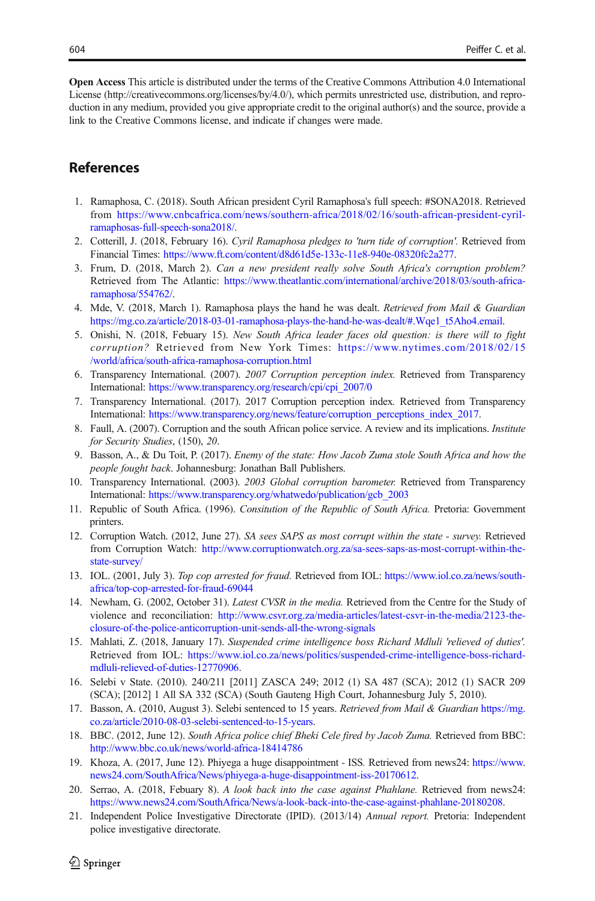**Open Access** This article is distributed under the terms of the Creative Commons Attribution 4.0 International License (http://creativecommons.org/licenses/by/4.0/), which permits unrestricted use, distribution, and reproduction in any medium, provided you give appropriate credit to the original author(s) and the source, provide a link to the Creative Commons license, and indicate if changes were made.

## References

1. Ramaphosa, C. (2018). South African president Cyril Ramaphosa's full speech: #SONA2018. Retrieved from https://www.cnbcafrica.com/news/southern-africa/2018/02/16/south-african-president-cyril-ramaphosas-full-speech-sona2018/.
2. Cotterill, J. (2018, February 16). *Cyril Ramaphosa pledges to 'turn tide of corruption'.* Retrieved from Financial Times: https://www.ft.com/content/d8d61d5e-133c-11e8-940e-08320fc2a277.
3. Frum, D. (2018, March 2). *Can a new president really solve South Africa's corruption problem?* Retrieved from The Atlantic: https://www.theatlantic.com/international/archive/2018/03/south-africa-ramaphosa/554762/.
4. Mde, V. (2018, March 1). Ramaphosa plays the hand he was dealt. *Retrieved from Mail & Guardian* https://mg.co.za/article/2018-03-01-ramaphosa-plays-the-hand-he-was-dealt/#.Wqe1_t5Aho4.email.
5. Onishi, N. (2018, Febuary 15). *New South Africa leader faces old question: is there will to fight corruption?* Retrieved from New York Times: https://www.nytimes.com/2018/02/15/world/africa/south-africa-ramaphosa-corruption.html
6. Transparency International. (2007). *2007 Corruption perception index.* Retrieved from Transparency International: https://www.transparency.org/research/cpi/cpi_2007/0
7. Transparency International. (2017). 2017 Corruption perception index*.* Retrieved from Transparency International: https://www.transparency.org/news/feature/corruption_perceptions_index_2017.
8. Faull, A. (2007). Corruption and the south African police service. A review and its implications. *Institute for Security Studies*, (150), *20*.
9. Basson, A., & Du Toit, P. (2017). *Enemy of the state: How Jacob Zuma stole South Africa and how the people fought back*. Johannesburg: Jonathan Ball Publishers.
10. Transparency International. (2003). *2003 Global corruption barometer.* Retrieved from Transparency International: https://www.transparency.org/whatwedo/publication/gcb_2003
11. Republic of South Africa. (1996). *Consitution of the Republic of South Africa.* Pretoria: Government printers.
12. Corruption Watch. (2012, June 27). *SA sees SAPS as most corrupt within the state - survey.* Retrieved from Corruption Watch: http://www.corruptionwatch.org.za/sa-sees-saps-as-most-corrupt-within-the-state-survey/
13. IOL. (2001, July 3). *Top cop arrested for fraud.* Retrieved from IOL: https://www.iol.co.za/news/south-africa/top-cop-arrested-for-fraud-69044
14. Newham, G. (2002, October 31). *Latest CVSR in the media.* Retrieved from the Centre for the Study of violence and reconciliation: http://www.csvr.org.za/media-articles/latest-csvr-in-the-media/2123-the-closure-of-the-police-anticorruption-unit-sends-all-the-wrong-signals
15. Mahlati, Z. (2018, January 17). *Suspended crime intelligence boss Richard Mdluli 'relieved of duties'.* Retrieved from IOL: https://www.iol.co.za/news/politics/suspended-crime-intelligence-boss-richard-mdluli-relieved-of-duties-12770906.
16. Selebi v State. (2010). 240/211 [2011] ZASCA 249; 2012 (1) SA 487 (SCA); 2012 (1) SACR 209 (SCA); [2012] 1 All SA 332 (SCA) (South Gauteng High Court, Johannesburg July 5, 2010).
17. Basson, A. (2010, August 3). Selebi sentenced to 15 years. *Retrieved from Mail & Guardian* https://mg.co.za/article/2010-08-03-selebi-sentenced-to-15-years.
18. BBC. (2012, June 12). *South Africa police chief Bheki Cele fired by Jacob Zuma.* Retrieved from BBC: http://www.bbc.co.uk/news/world-africa-18414786
19. Khoza, A. (2017, June 12). Phiyega a huge disappointment - ISS*.* Retrieved from news24: https://www.news24.com/SouthAfrica/News/phiyega-a-huge-disappointment-iss-20170612.
20. Serrao, A. (2018, Febuary 8). *A look back into the case against Phahlane.* Retrieved from news24: https://www.news24.com/SouthAfrica/News/a-look-back-into-the-case-against-phahlane-20180208.
21. Independent Police Investigative Directorate (IPID). (2013/14) *Annual report.* Pretoria: Independent police investigative directorate.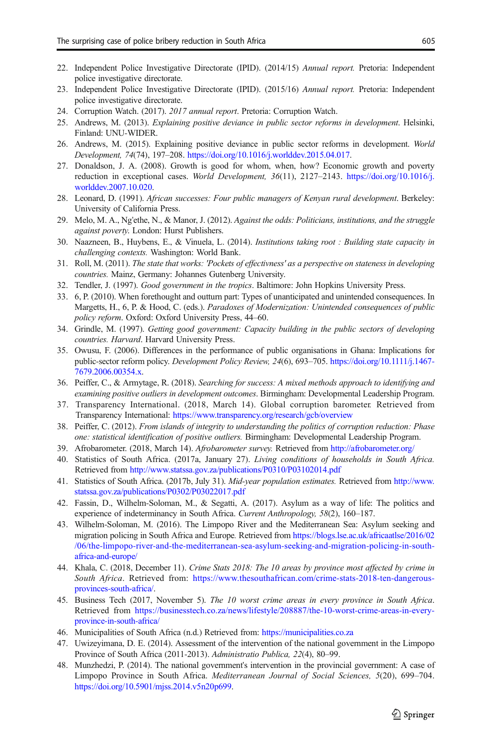22. Independent Police Investigative Directorate (IPID). (2014/15) *Annual report.* Pretoria: Independent police investigative directorate.
23. Independent Police Investigative Directorate (IPID). (2015/16) *Annual report.* Pretoria: Independent police investigative directorate.
24. Corruption Watch. (2017). *2017 annual report*. Pretoria: Corruption Watch.
25. Andrews, M. (2013). *Explaining positive deviance in public sector reforms in development*. Helsinki, Finland: UNU-WIDER.
26. Andrews, M. (2015). Explaining positive deviance in public sector reforms in development. *World Development, 74*(74), 197–208. https://doi.org/10.1016/j.worlddev.2015.04.017.
27. Donaldson, J. A. (2008). Growth is good for whom, when, how? Economic growth and poverty reduction in exceptional cases. *World Development, 36*(11), 2127–2143. https://doi.org/10.1016/j.worlddev.2007.10.020.
28. Leonard, D. (1991). *African successes: Four public managers of Kenyan rural development*. Berkeley: University of California Press.
29. Melo, M. A., Ng'ethe, N., & Manor, J. (2012). *Against the odds: Politicians, institutions, and the struggle against poverty.* London: Hurst Publishers.
30. Naazneen, B., Huybens, E., & Vinuela, L. (2014). *Institutions taking root : Building state capacity in challenging contexts.* Washington: World Bank.
31. Roll, M. (2011). *The state that works: 'Pockets of effectivness' as a perspective on stateness in developing countries.* Mainz, Germany: Johannes Gutenberg University.
32. Tendler, J. (1997). *Good government in the tropics*. Baltimore: John Hopkins University Press.
33. 6, P. (2010). When forethought and outturn part: Types of unanticipated and unintended consequences. In Margetts, H., 6, P. & Hood, C. (eds.). *Paradoxes of Modernization: Unintended consequences of public policy reform*. Oxford: Oxford University Press, 44–60.
34. Grindle, M. (1997). *Getting good government: Capacity building in the public sectors of developing countries. Harvard*. Harvard University Press.
35. Owusu, F. (2006). Differences in the performance of public organisations in Ghana: Implications for public-sector reform policy. *Development Policy Review, 24*(6), 693–705. https://doi.org/10.1111/j.1467-7679.2006.00354.x.
36. Peiffer, C., & Armytage, R. (2018). *Searching for success: A mixed methods approach to identifying and examining positive outliers in development outcomes*. Birmingham: Developmental Leadership Program.
37. Transparency International. (2018, March 14). Global corruption barometer. Retrieved from Transparency International: https://www.transparency.org/research/gcb/overview
38. Peiffer, C. (2012). *From islands of integrity to understanding the politics of corruption reduction: Phase one: statistical identification of positive outliers.* Birmingham: Developmental Leadership Program.
39. Afrobarometer. (2018, March 14). *Afrobarometer survey.* Retrieved from http://afrobarometer.org/
40. Statistics of South Africa. (2017a, January 27). *Living conditions of households in South Africa.* Retrieved from http://www.statssa.gov.za/publications/P0310/P03102014.pdf
41. Statistics of South Africa. (2017b, July 31). *Mid-year population estimates.* Retrieved from http://www.statssa.gov.za/publications/P0302/P03022017.pdf
42. Fassin, D., Wilhelm-Soloman, M., & Segatti, A. (2017). Asylum as a way of life: The politics and experience of indeterminancy in South Africa. *Current Anthropology, 58*(2), 160–187.
43. Wilhelm-Soloman, M. (2016). The Limpopo River and the Mediterranean Sea: Asylum seeking and migration policing in South Africa and Europe. Retrieved from https://blogs.lse.ac.uk/africaatlse/2016/02/06/the-limpopo-river-and-the-mediterranean-sea-asylum-seeking-and-migration-policing-in-south-africa-and-europe/
44. Khala, C. (2018, December 11). *Crime Stats 2018: The 10 areas by province most affected by crime in South Africa*. Retrieved from: https://www.thesouthafrican.com/crime-stats-2018-ten-dangerous-provinces-south-africa/.
45. Business Tech (2017, November 5). *The 10 worst crime areas in every province in South Africa*. Retrieved from https://businesstech.co.za/news/lifestyle/208887/the-10-worst-crime-areas-in-every-province-in-south-africa/
46. Municipalities of South Africa (n.d.) Retrieved from: https://municipalities.co.za
47. Uwizeyimana, D. E. (2014). Assessment of the intervention of the national government in the Limpopo Province of South Africa (2011-2013). *Administratio Publica, 22*(4), 80–99.
48. Munzhedzi, P. (2014). The national government's intervention in the provincial government: A case of Limpopo Province in South Africa. *Mediterranean Journal of Social Sciences, 5*(20), 699–704. https://doi.org/10.5901/mjss.2014.v5n20p699.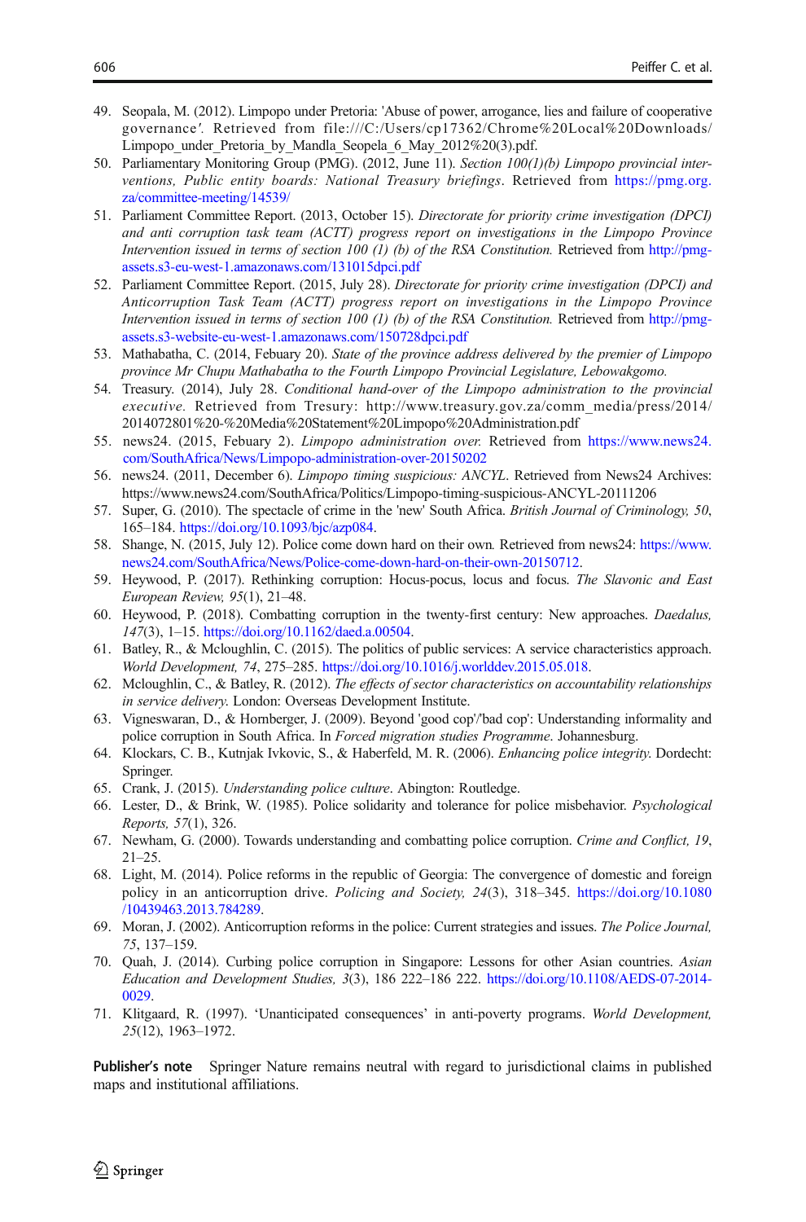49. Seopala, M. (2012). Limpopo under Pretoria: 'Abuse of power, arrogance, lies and failure of cooperative governance'. Retrieved from file:///C:/Users/cp17362/Chrome%20Local%20Downloads/Limpopo_under_Pretoria_by_Mandla_Seopela_6_May_2012%20(3).pdf.
50. Parliamentary Monitoring Group (PMG). (2012, June 11). *Section 100(1)(b) Limpopo provincial interventions, Public entity boards: National Treasury briefings*. Retrieved from https://pmg.org.za/committee-meeting/14539/
51. Parliament Committee Report. (2013, October 15). *Directorate for priority crime investigation (DPCI) and anti corruption task team (ACTT) progress report on investigations in the Limpopo Province Intervention issued in terms of section 100 (1) (b) of the RSA Constitution.* Retrieved from http://pmg-assets.s3-eu-west-1.amazonaws.com/131015dpci.pdf
52. Parliament Committee Report. (2015, July 28). *Directorate for priority crime investigation (DPCI) and Anticorruption Task Team (ACTT) progress report on investigations in the Limpopo Province Intervention issued in terms of section 100 (1) (b) of the RSA Constitution.* Retrieved from http://pmg-assets.s3-website-eu-west-1.amazonaws.com/150728dpci.pdf
53. Mathabatha, C. (2014, Febuary 20). *State of the province address delivered by the premier of Limpopo province Mr Chupu Mathabatha to the Fourth Limpopo Provincial Legislature, Lebowakgomo.*
54. Treasury. (2014), July 28. *Conditional hand-over of the Limpopo administration to the provincial executive.* Retrieved from Tresury: http://www.treasury.gov.za/comm_media/press/2014/2014072801%20-%20Media%20Statement%20Limpopo%20Administration.pdf
55. news24. (2015, Febuary 2). *Limpopo administration over.* Retrieved from https://www.news24.com/SouthAfrica/News/Limpopo-administration-over-20150202
56. news24. (2011, December 6). *Limpopo timing suspicious: ANCYL*. Retrieved from News24 Archives: https://www.news24.com/SouthAfrica/Politics/Limpopo-timing-suspicious-ANCYL-20111206
57. Super, G. (2010). The spectacle of crime in the 'new' South Africa. *British Journal of Criminology, 50*, 165–184. https://doi.org/10.1093/bjc/azp084.
58. Shange, N. (2015, July 12). Police come down hard on their own*.* Retrieved from news24: https://www.news24.com/SouthAfrica/News/Police-come-down-hard-on-their-own-20150712.
59. Heywood, P. (2017). Rethinking corruption: Hocus-pocus, locus and focus. *The Slavonic and East European Review, 95*(1), 21–48.
60. Heywood, P. (2018). Combatting corruption in the twenty-first century: New approaches. *Daedalus, 147*(3), 1–15. https://doi.org/10.1162/daed.a.00504.
61. Batley, R., & Mcloughlin, C. (2015). The politics of public services: A service characteristics approach. *World Development, 74*, 275–285. https://doi.org/10.1016/j.worlddev.2015.05.018.
62. Mcloughlin, C., & Batley, R. (2012). *The effects of sector characteristics on accountability relationships in service delivery.* London: Overseas Development Institute.
63. Vigneswaran, D., & Hornberger, J. (2009). Beyond 'good cop'/'bad cop': Understanding informality and police corruption in South Africa. In *Forced migration studies Programme*. Johannesburg.
64. Klockars, C. B., Kutnjak Ivkovic, S., & Haberfeld, M. R. (2006). *Enhancing police integrity.* Dordecht: Springer.
65. Crank, J. (2015). *Understanding police culture*. Abington: Routledge.
66. Lester, D., & Brink, W. (1985). Police solidarity and tolerance for police misbehavior. *Psychological Reports, 57*(1), 326.
67. Newham, G. (2000). Towards understanding and combatting police corruption. *Crime and Conflict, 19*, 21–25.
68. Light, M. (2014). Police reforms in the republic of Georgia: The convergence of domestic and foreign policy in an anticorruption drive. *Policing and Society, 24*(3), 318–345. https://doi.org/10.1080/10439463.2013.784289.
69. Moran, J. (2002). Anticorruption reforms in the police: Current strategies and issues. *The Police Journal, 75*, 137–159.
70. Quah, J. (2014). Curbing police corruption in Singapore: Lessons for other Asian countries. *Asian Education and Development Studies, 3*(3), 186 222–186 222. https://doi.org/10.1108/AEDS-07-2014-0029.
71. Klitgaard, R. (1997). 'Unanticipated consequences' in anti-poverty programs. *World Development, 25*(12), 1963–1972.

**Publisher's note** Springer Nature remains neutral with regard to jurisdictional claims in published maps and institutional affiliations.